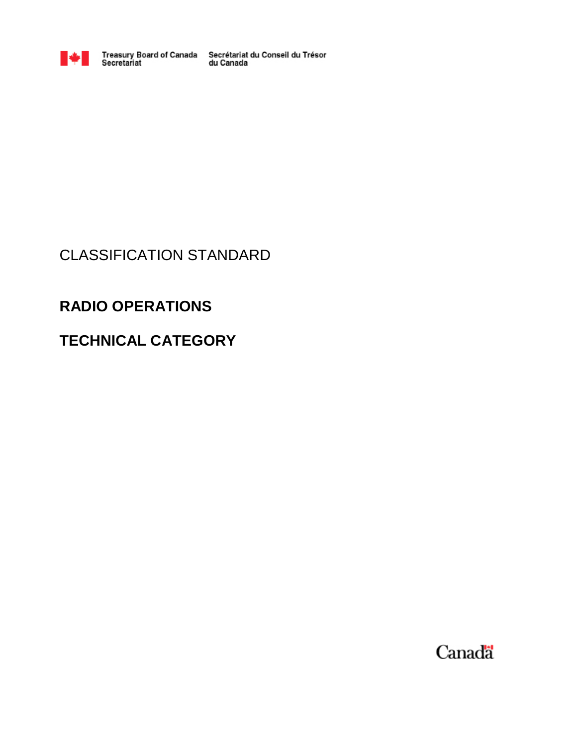Treasury Board of Canada Secretariat | Secrétariat du Conseil du Trésor du Canada

CLASSIFICATION STANDARD

# RADIO OPERATIONS

# TECHNICAL CATEGORY

Canada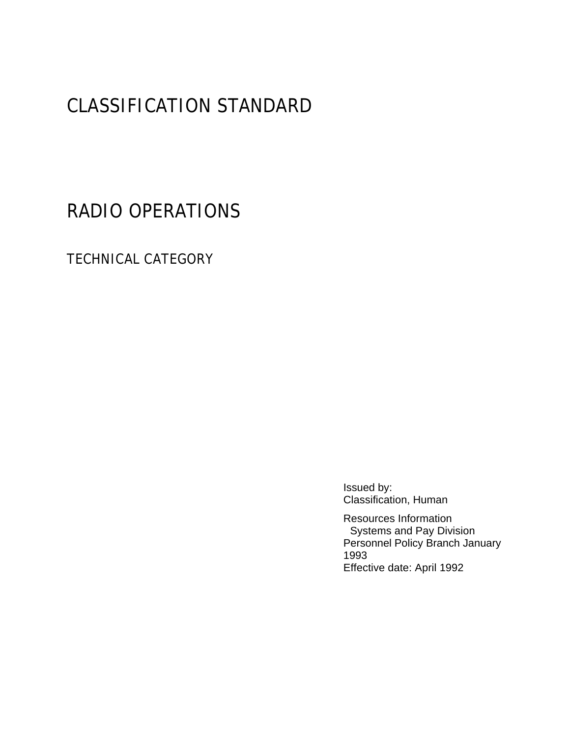# CLASSIFICATION STANDARD

# RADIO OPERATIONS

## TECHNICAL CATEGORY

Issued by:
Classification, Human

Resources Information
Systems and Pay Division
Personnel Policy Branch January 1993
Effective date: April 1992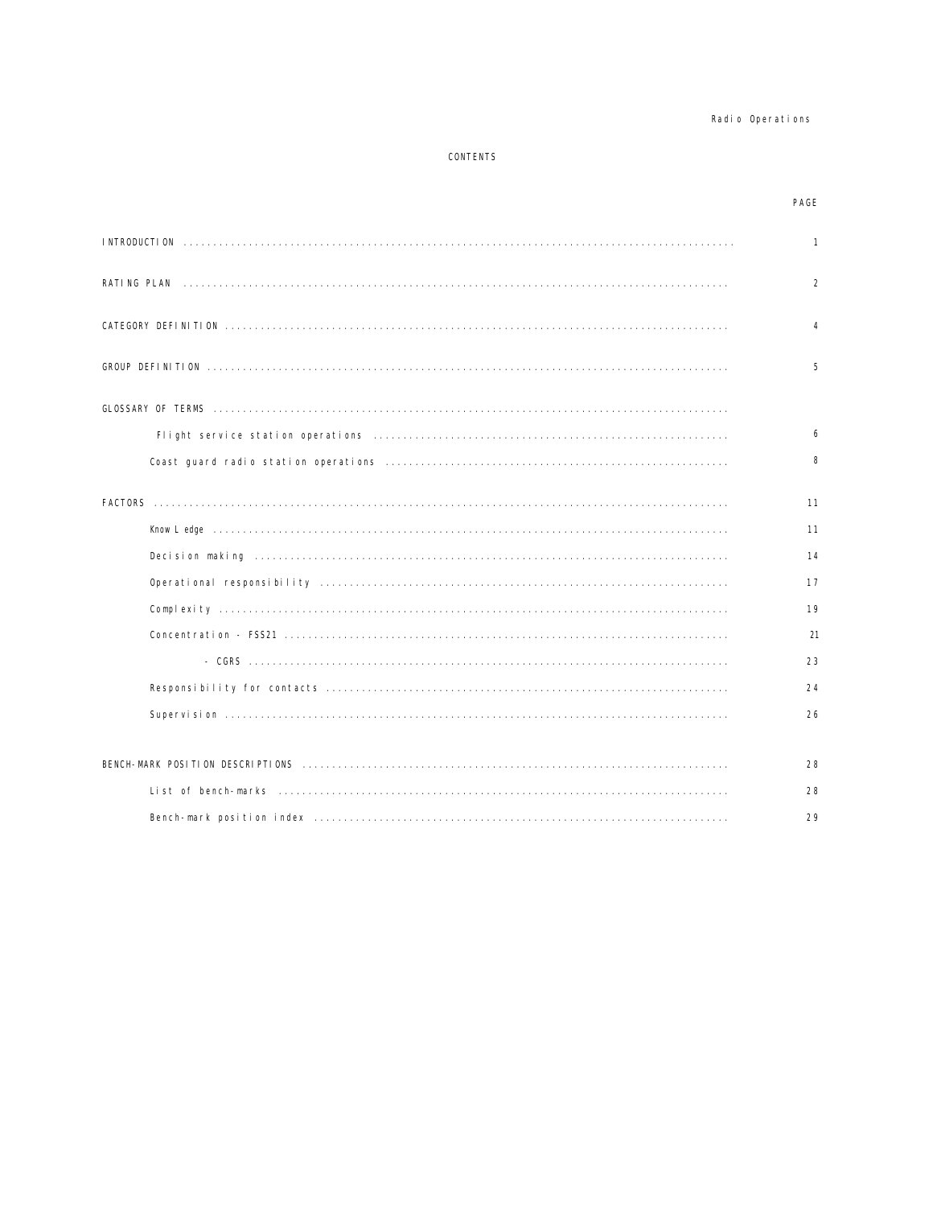# CONTENTS

| | PAGE |
|---|---|
| INTRODUCTION | 1 |
| RATING PLAN | 2 |
| CATEGORY DEFINITION | 4 |
| GROUP DEFINITION | 5 |
| GLOSSARY OF TERMS | |
| Flight service station operations | 6 |
| Coast guard radio station operations | 8 |
| FACTORS | 11 |
| Knowledge | 11 |
| Decision making | 14 |
| Operational responsibility | 17 |
| Complexity | 19 |
| Concentration - FSS21 | 21 |
| - CGRS | 23 |
| Responsibility for contacts | 24 |
| Supervision | 26 |
| BENCH-MARK POSITION DESCRIPTIONS | 28 |
| List of bench-marks | 28 |
| Bench-mark position index | 29 |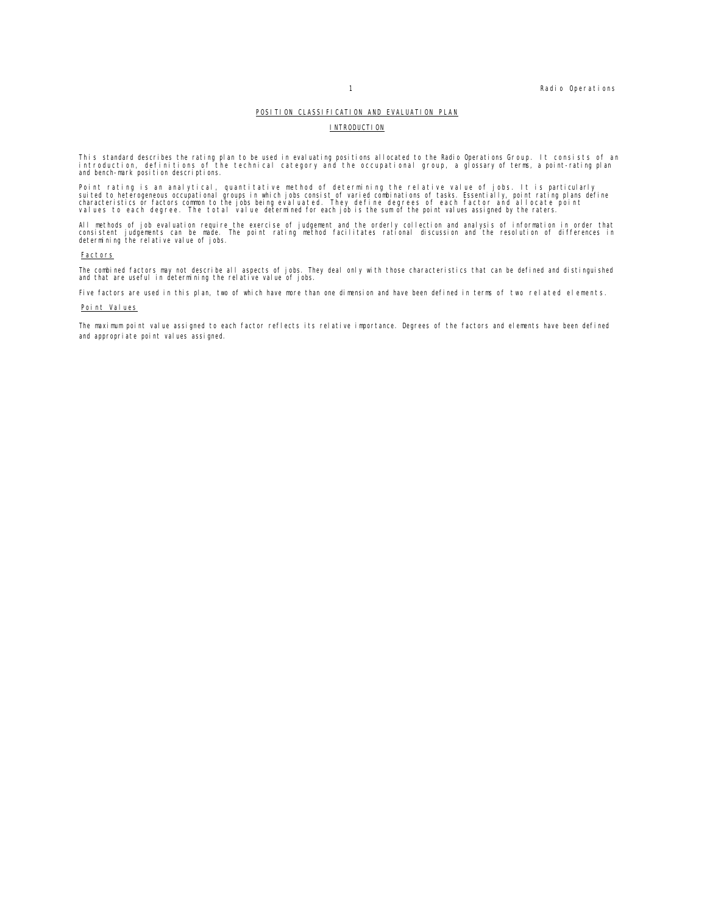## POSITION CLASSIFICATION AND EVALUATION PLAN

### INTRODUCTION

This standard describes the rating plan to be used in evaluating positions allocated to the Radio Operations Group. It consists of an introduction, definitions of the technical category and the occupational group, a glossary of terms, a point-rating plan and bench-mark position descriptions.

Point rating is an analytical, quantitative method of determining the relative value of jobs. It is particularly suited to heterogeneous occupational groups in which jobs consist of varied combinations of tasks. Essentially, point rating plans define characteristics or factors common to the jobs being evaluated. They define degrees of each factor and allocate point values to each degree. The total value determined for each job is the sum of the point values assigned by the raters.

All methods of job evaluation require the exercise of judgement and the orderly collection and analysis of information in order that consistent judgements can be made. The point rating method facilitates rational discussion and the resolution of differences in determining the relative value of jobs.

#### Factors

The combined factors may not describe all aspects of jobs. They deal only with those characteristics that can be defined and distinguished and that are useful in determining the relative value of jobs.

Five factors are used in this plan, two of which have more than one dimension and have been defined in terms of two related elements.

#### Point Values

The maximum point value assigned to each factor reflects its relative importance. Degrees of the factors and elements have been defined and appropriate point values assigned.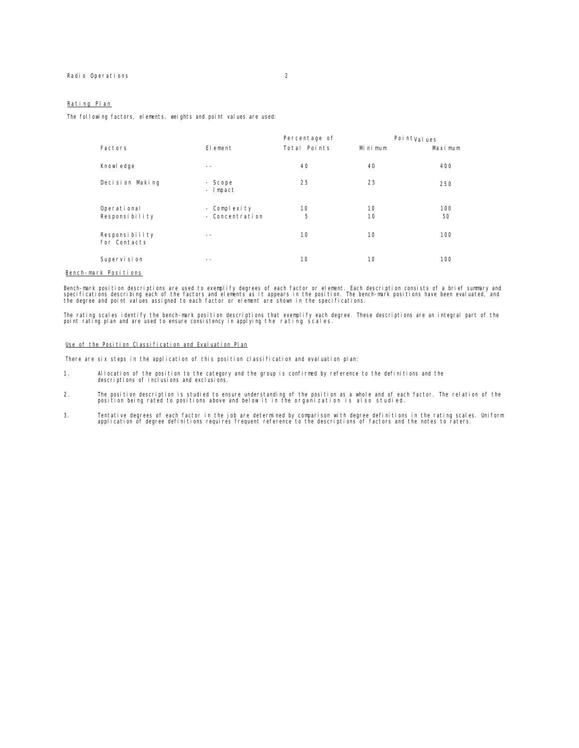## Rating Plan

The following factors, elements, weights and point values are used:

| Factors | Element | Percentage of Total Points | Point Values Minimum | Point Values Maximum |
|---|---|---|---|---|
| Knowledge | -- | 40 | 40 | 400 |
| Decision Making | - Scope<br>- Impact | 25 | 25 | 250 |
| Operational Responsibility | - Complexity | 10 | 10 | 100 |
| | - Concentration | 5 | 10 | 50 |
| Responsibility for Contacts | -- | 10 | 10 | 100 |
| Supervision | -- | 10 | 10 | 100 |

## Bench-mark Positions

Bench-mark position descriptions are used to exemplify degrees of each factor or element. Each description consists of a brief summary and specifications describing each of the factors and elements as it appears in the position. The bench-mark positions have been evaluated, and the degree and point values assigned to each factor or element are shown in the specifications.

The rating scales identify the bench-mark position descriptions that exemplify each degree. These descriptions are an integral part of the point rating plan and are used to ensure consistency in applying the rating scales.

## Use of the Position Classification and Evaluation Plan

There are six steps in the application of this position classification and evaluation plan:

1. Allocation of the position to the category and the group is confirmed by reference to the definitions and the descriptions of inclusions and exclusions.

2. The position description is studied to ensure understanding of the position as a whole and of each factor. The relation of the position being rated to positions above and below it in the organization is also studied.

3. Tentative degrees of each factor in the job are determined by comparison with degree definitions in the rating scales. Uniform application of degree definitions requires frequent reference to the descriptions of factors and the notes to raters.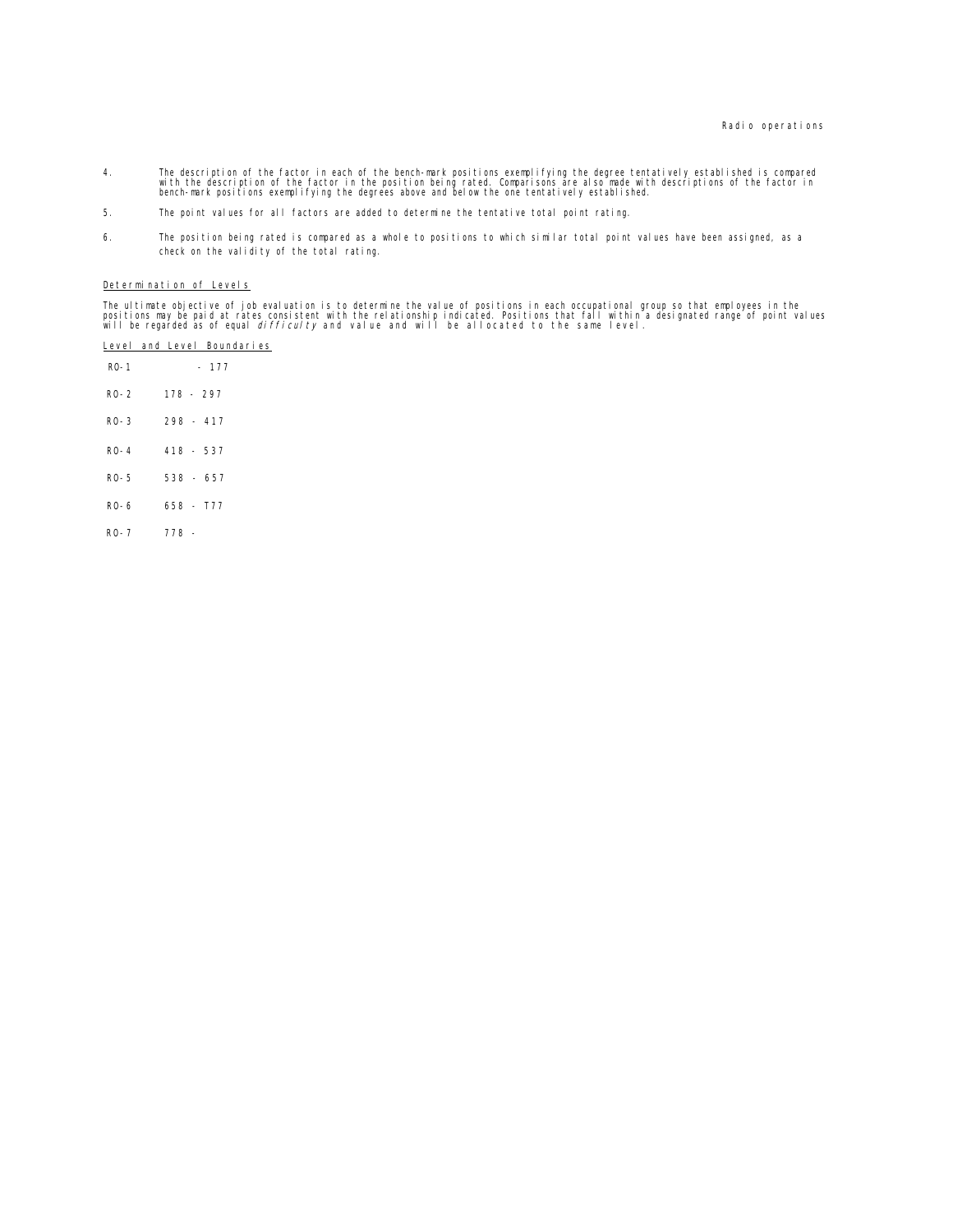4. The description of the factor in each of the bench-mark positions exemplifying the degree tentatively established is compared with the description of the factor in the position being rated. Comparisons are also made with descriptions of the factor in bench-mark positions exemplifying the degrees above and below the one tentatively established.

5. The point values for all factors are added to determine the tentative total point rating.

6. The position being rated is compared as a whole to positions to which similar total point values have been assigned, as a check on the validity of the total rating.

Determination of Levels

The ultimate objective of job evaluation is to determine the value of positions in each occupational group so that employees in the positions may be paid at rates consistent with the relationship indicated. Positions that fall within a designated range of point values will be regarded as of equal *difficulty* and value and will be allocated to the same level.

Level and Level Boundaries

| | |
|---|---|
| RO-1 | - 177 |
| RO-2 | 178 - 297 |
| RO-3 | 298 - 417 |
| RO-4 | 418 - 537 |
| RO-5 | 538 - 657 |
| RO-6 | 658 - T77 |
| RO-7 | 778 - |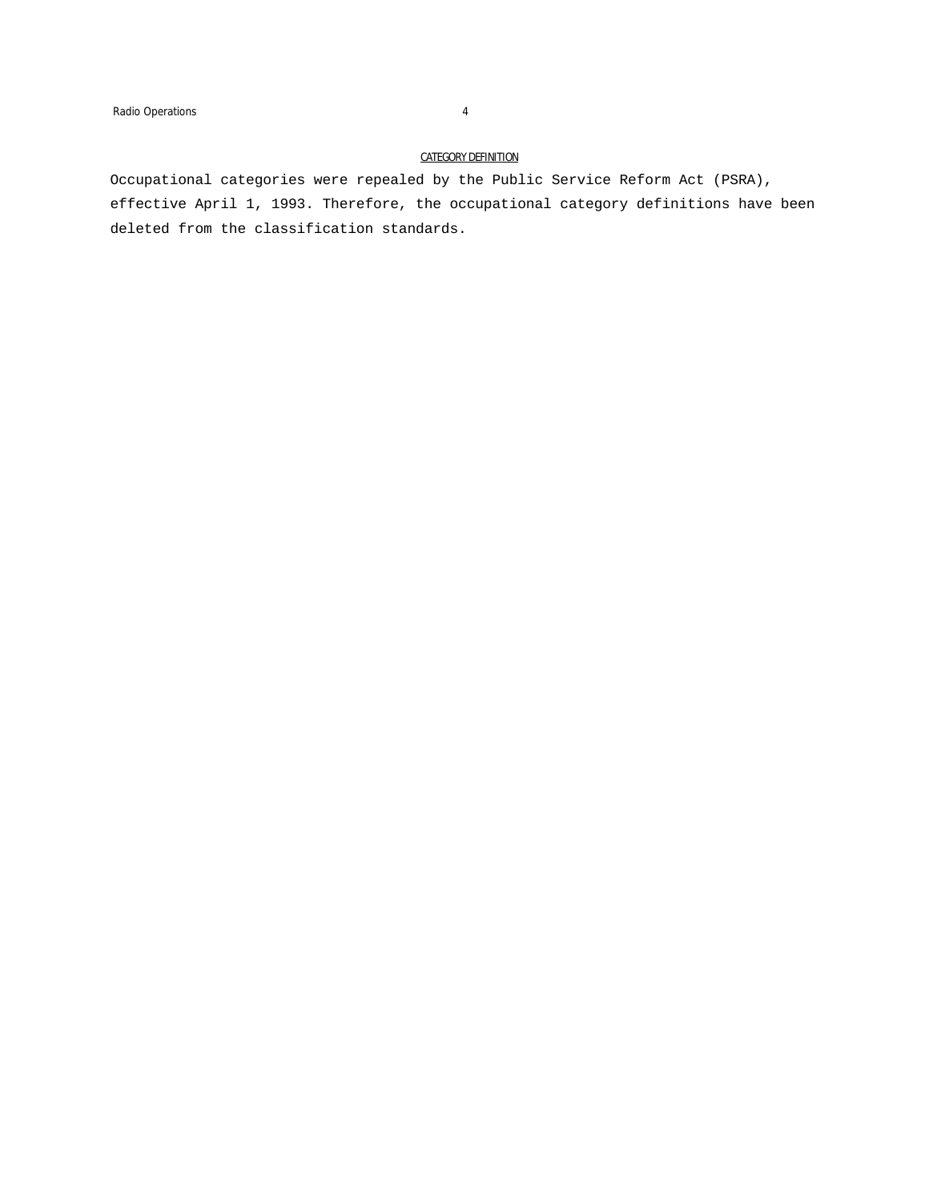## CATEGORY DEFINITION

Occupational categories were repealed by the Public Service Reform Act (PSRA), effective April 1, 1993. Therefore, the occupational category definitions have been deleted from the classification standards.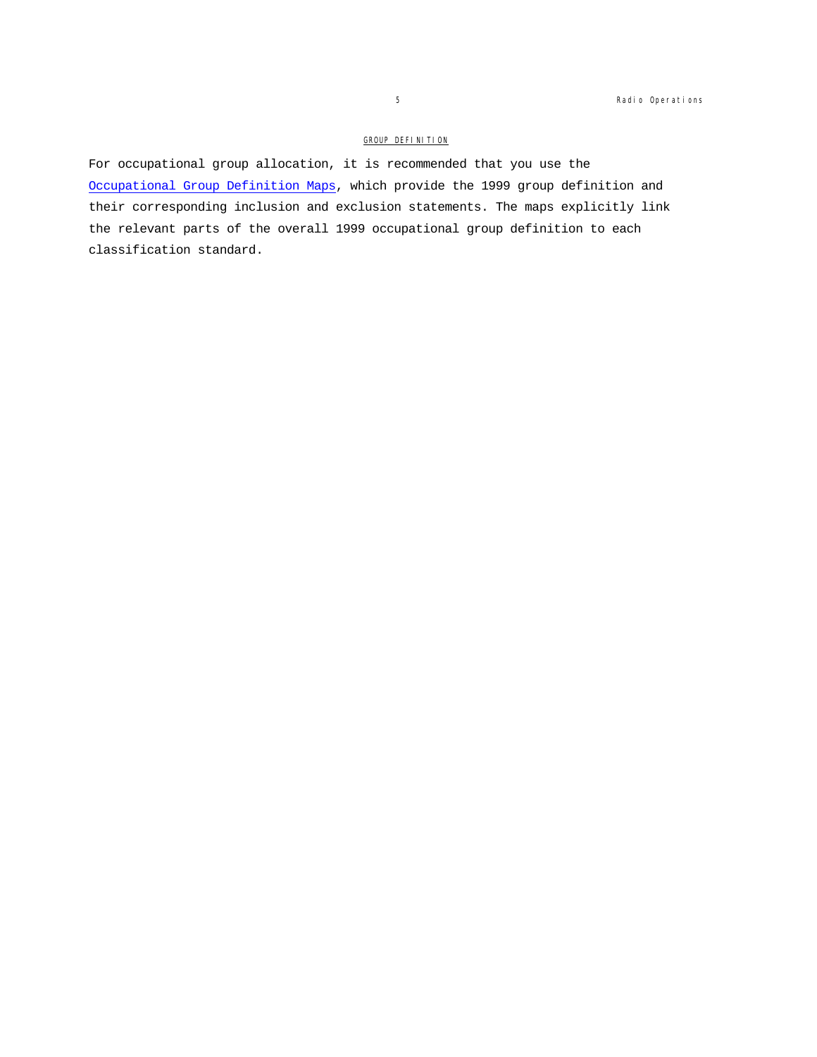## GROUP DEFINITION

For occupational group allocation, it is recommended that you use the [Occupational Group Definition Maps], which provide the 1999 group definition and their corresponding inclusion and exclusion statements. The maps explicitly link the relevant parts of the overall 1999 occupational group definition to each classification standard.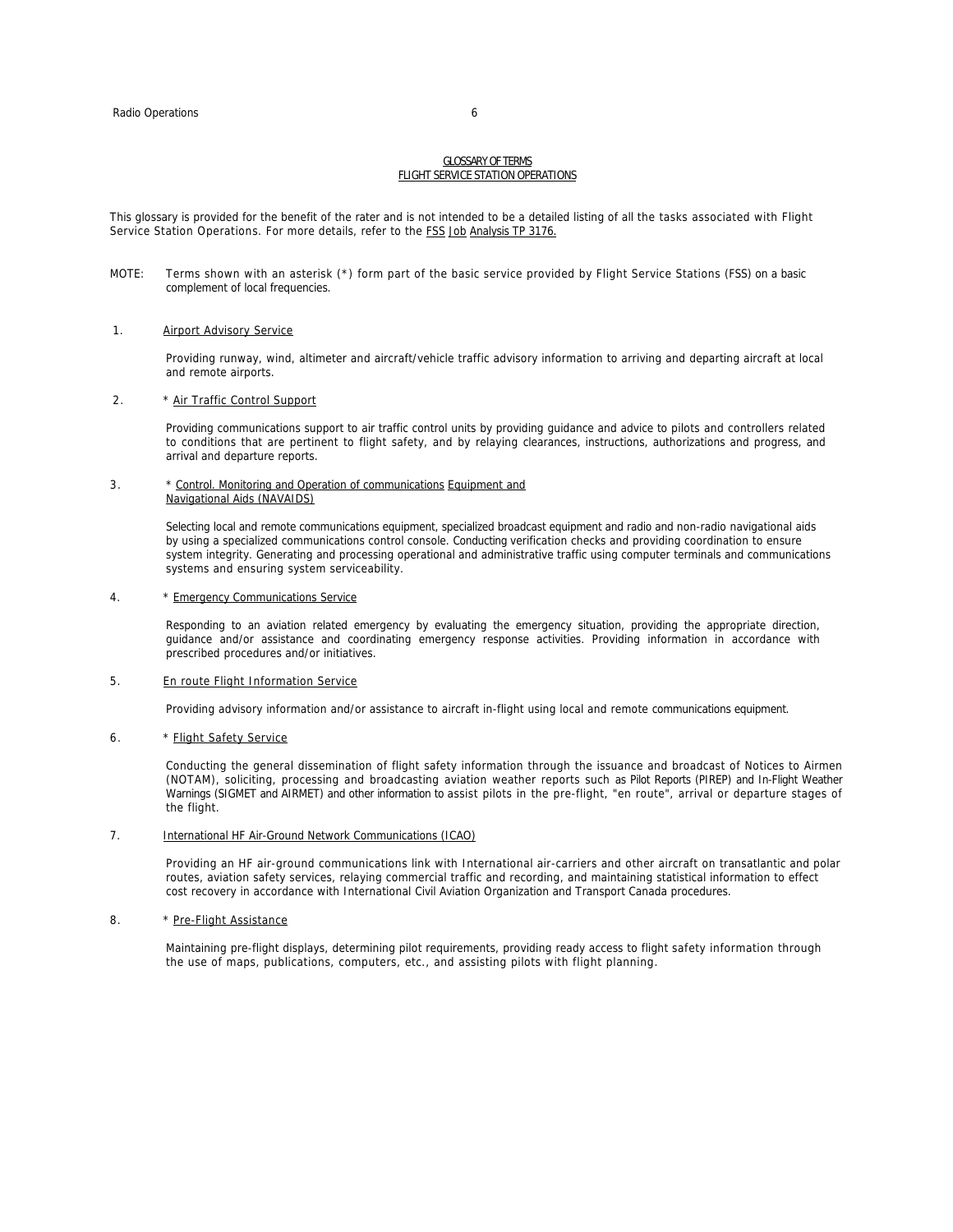## GLOSSARY OF TERMS
## FLIGHT SERVICE STATION OPERATIONS

This glossary is provided for the benefit of the rater and is not intended to be a detailed listing of all the tasks associated with Flight Service Station Operations. For more details, refer to the FSS Job Analysis TP 3176.

MOTE: Terms shown with an asterisk (*) form part of the basic service provided by Flight Service Stations (FSS) on a basic complement of local frequencies.

1. Airport Advisory Service

   Providing runway, wind, altimeter and aircraft/vehicle traffic advisory information to arriving and departing aircraft at local and remote airports.

2. * Air Traffic Control Support

   Providing communications support to air traffic control units by providing guidance and advice to pilots and controllers related to conditions that are pertinent to flight safety, and by relaying clearances, instructions, authorizations and progress, and arrival and departure reports.

3. * Control. Monitoring and Operation of communications Equipment and Navigational Aids (NAVAIDS)

   Selecting local and remote communications equipment, specialized broadcast equipment and radio and non-radio navigational aids by using a specialized communications control console. Conducting verification checks and providing coordination to ensure system integrity. Generating and processing operational and administrative traffic using computer terminals and communications systems and ensuring system serviceability.

4. * Emergency Communications Service

   Responding to an aviation related emergency by evaluating the emergency situation, providing the appropriate direction, guidance and/or assistance and coordinating emergency response activities. Providing information in accordance with prescribed procedures and/or initiatives.

5. En route Flight Information Service

   Providing advisory information and/or assistance to aircraft in-flight using local and remote communications equipment.

6. * Flight Safety Service

   Conducting the general dissemination of flight safety information through the issuance and broadcast of Notices to Airmen (NOTAM), soliciting, processing and broadcasting aviation weather reports such as Pilot Reports (PIREP) and In-Flight Weather Warnings (SIGMET and AIRMET) and other information to assist pilots in the pre-flight, "en route", arrival or departure stages of the flight.

7. International HF Air-Ground Network Communications (ICAO)

   Providing an HF air-ground communications link with International air-carriers and other aircraft on transatlantic and polar routes, aviation safety services, relaying commercial traffic and recording, and maintaining statistical information to effect cost recovery in accordance with International Civil Aviation Organization and Transport Canada procedures.

8. * Pre-Flight Assistance

   Maintaining pre-flight displays, determining pilot requirements, providing ready access to flight safety information through the use of maps, publications, computers, etc., and assisting pilots with flight planning.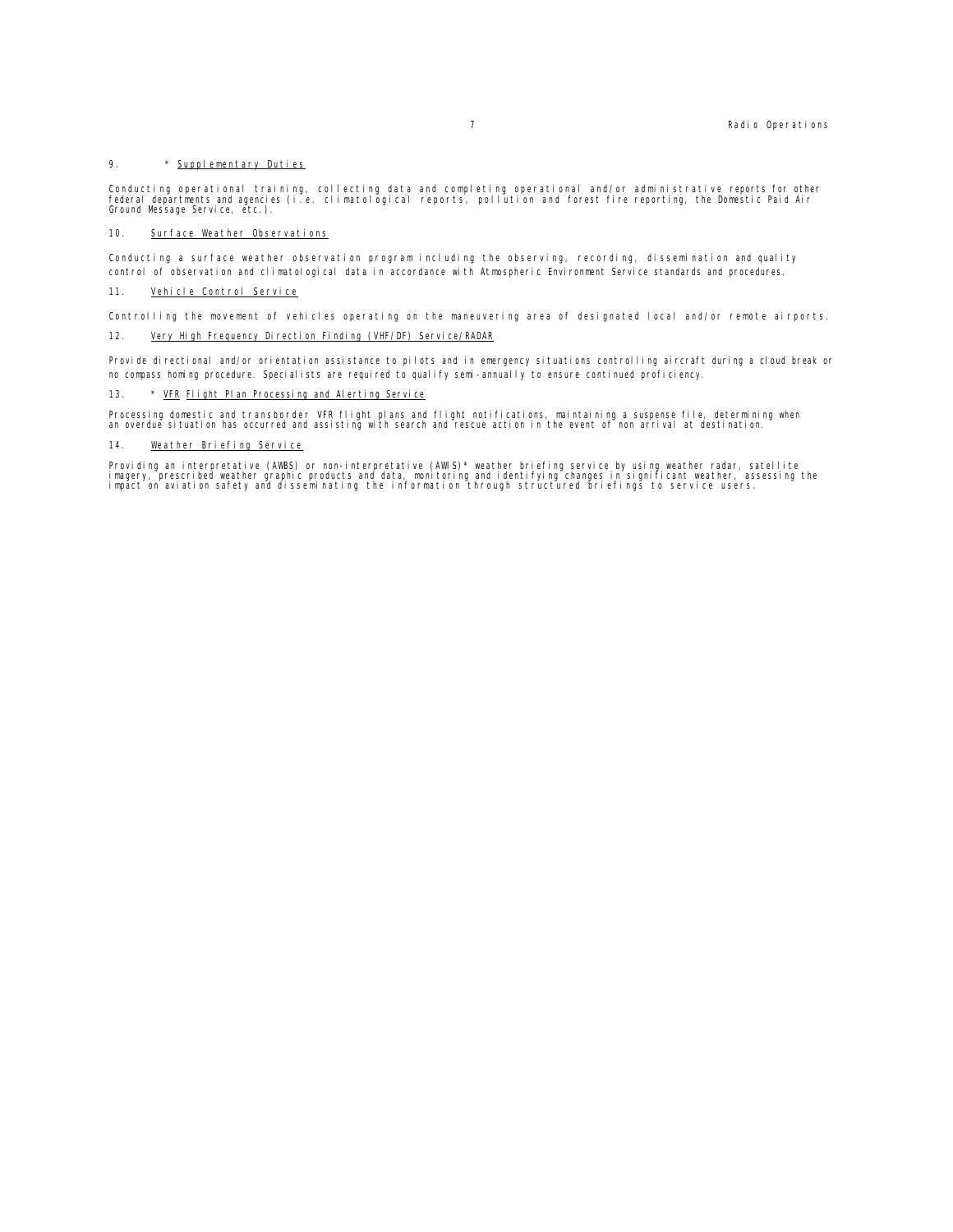9. * <u>Supplementary Duties</u>

Conducting operational training, collecting data and completing operational and/or administrative reports for other federal departments and agencies (i.e. climatological reports, pollution and forest fire reporting, the Domestic Paid Air Ground Message Service, etc.).

10. <u>Surface Weather Observations</u>

Conducting a surface weather observation program including the observing, recording, dissemination and quality control of observation and climatological data in accordance with Atmospheric Environment Service standards and procedures.

11. <u>Vehicle Control Service</u>

Controlling the movement of vehicles operating on the maneuvering area of designated local and/or remote airports.

12. <u>Very High Frequency Direction Finding (VHF/DF) Service/RADAR</u>

Provide directional and/or orientation assistance to pilots and in emergency situations controlling aircraft during a cloud break or no compass homing procedure. Specialists are required to qualify semi-annually to ensure continued proficiency.

13. * <u>VFR Flight Plan Processing and Alerting Service</u>

Processing domestic and transborder VFR flight plans and flight notifications, maintaining a suspense file, determining when an overdue situation has occurred and assisting with search and rescue action in the event of non arrival at destination.

14. <u>Weather Briefing Service</u>

Providing an interpretative (AWBS) or non-interpretative (AWIS)* weather briefing service by using weather radar, satellite imagery, prescribed weather graphic products and data, monitoring and identifying changes in significant weather, assessing the impact on aviation safety and disseminating the information through structured briefings to service users.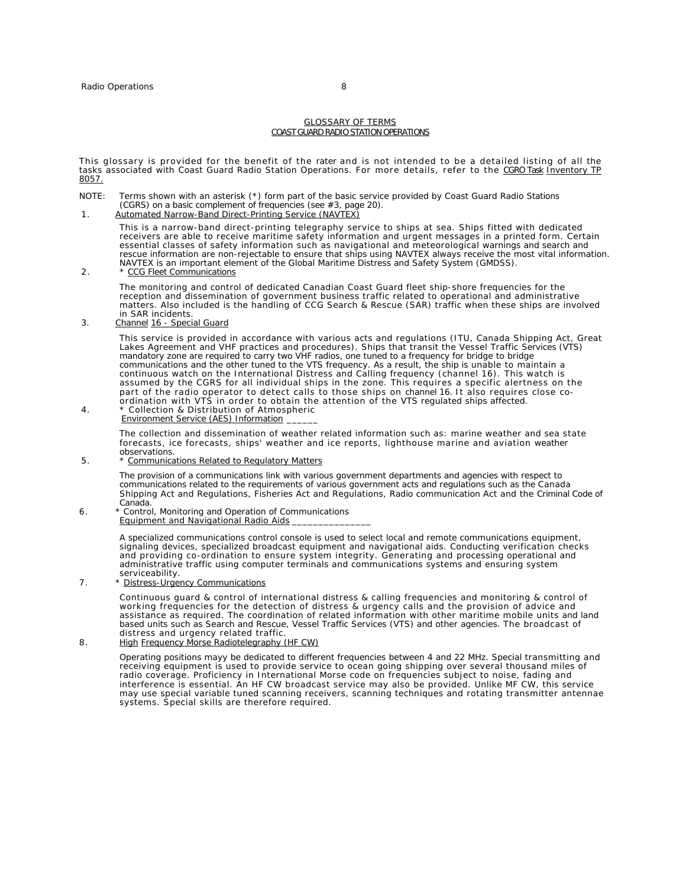## GLOSSARY OF TERMS
### COAST GUARD RADIO STATION OPERATIONS

This glossary is provided for the benefit of the rater and is not intended to be a detailed listing of all the tasks associated with Coast Guard Radio Station Operations. For more details, refer to the CGRO Task Inventory TP 8057.

NOTE: Terms shown with an asterisk (*) form part of the basic service provided by Coast Guard Radio Stations (CGRS) on a basic complement of frequencies (see #3, page 20).

1. Automated Narrow-Band Direct-Printing Service (NAVTEX)

   This is a narrow-band direct-printing telegraphy service to ships at sea. Ships fitted with dedicated receivers are able to receive maritime safety information and urgent messages in a printed form. Certain essential classes of safety information such as navigational and meteorological warnings and search and rescue information are non-rejectable to ensure that ships using NAVTEX always receive the most vital information. NAVTEX is an important element of the Global Maritime Distress and Safety System (GMDSS).

2. * CCG Fleet Communications

   The monitoring and control of dedicated Canadian Coast Guard fleet ship-shore frequencies for the reception and dissemination of government business traffic related to operational and administrative matters. Also included is the handling of CCG Search & Rescue (SAR) traffic when these ships are involved in SAR incidents.

3. Channel 16 - Special Guard

   This service is provided in accordance with various acts and regulations (ITU, Canada Shipping Act, Great Lakes Agreement and VHF practices and procedures). Ships that transit the Vessel Traffic Services (VTS) mandatory zone are required to carry two VHF radios, one tuned to a frequency for bridge to bridge communications and the other tuned to the VTS frequency. As a result, the ship is unable to maintain a continuous watch on the International Distress and Calling frequency (channel 16). This watch is assumed by the CGRS for all individual ships in the zone. This requires a specific alertness on the part of the radio operator to detect calls to those ships on channel 16. It also requires close co-ordination with VTS in order to obtain the attention of the VTS regulated ships affected.

4. * Collection & Distribution of Atmospheric Environment Service (AES) Information ______

   The collection and dissemination of weather related information such as: marine weather and sea state forecasts, ice forecasts, ships' weather and ice reports, lighthouse marine and aviation weather observations.

5. * Communications Related to Regulatory Matters

   The provision of a communications link with various government departments and agencies with respect to communications related to the requirements of various government acts and regulations such as the Canada Shipping Act and Regulations, Fisheries Act and Regulations, Radio communication Act and the Criminal Code of Canada.

6. * Control, Monitoring and Operation of Communications Equipment and Navigational Radio Aids _______________

   A specialized communications control console is used to select local and remote communications equipment, signaling devices, specialized broadcast equipment and navigational aids. Conducting verification checks and providing co-ordination to ensure system integrity. Generating and processing operational and administrative traffic using computer terminals and communications systems and ensuring system serviceability.

7. * Distress-Urgency Communications

   Continuous guard & control of international distress & calling frequencies and monitoring & control of working frequencies for the detection of distress & urgency calls and the provision of advice and assistance as required. The coordination of related information with other maritime mobile units and land based units such as Search and Rescue, Vessel Traffic Services (VTS) and other agencies. The broadcast of distress and urgency related traffic.

8. High Frequency Morse Radiotelegraphy (HF CW)

   Operating positions mayy be dedicated to different frequencies between 4 and 22 MHz. Special transmitting and receiving equipment is used to provide service to ocean going shipping over several thousand miles of radio coverage. Proficiency in International Morse code on frequencies subject to noise, fading and interference is essential. An HF CW broadcast service may also be provided. Unlike MF CW, this service may use special variable tuned scanning receivers, scanning techniques and rotating transmitter antennae systems. Special skills are therefore required.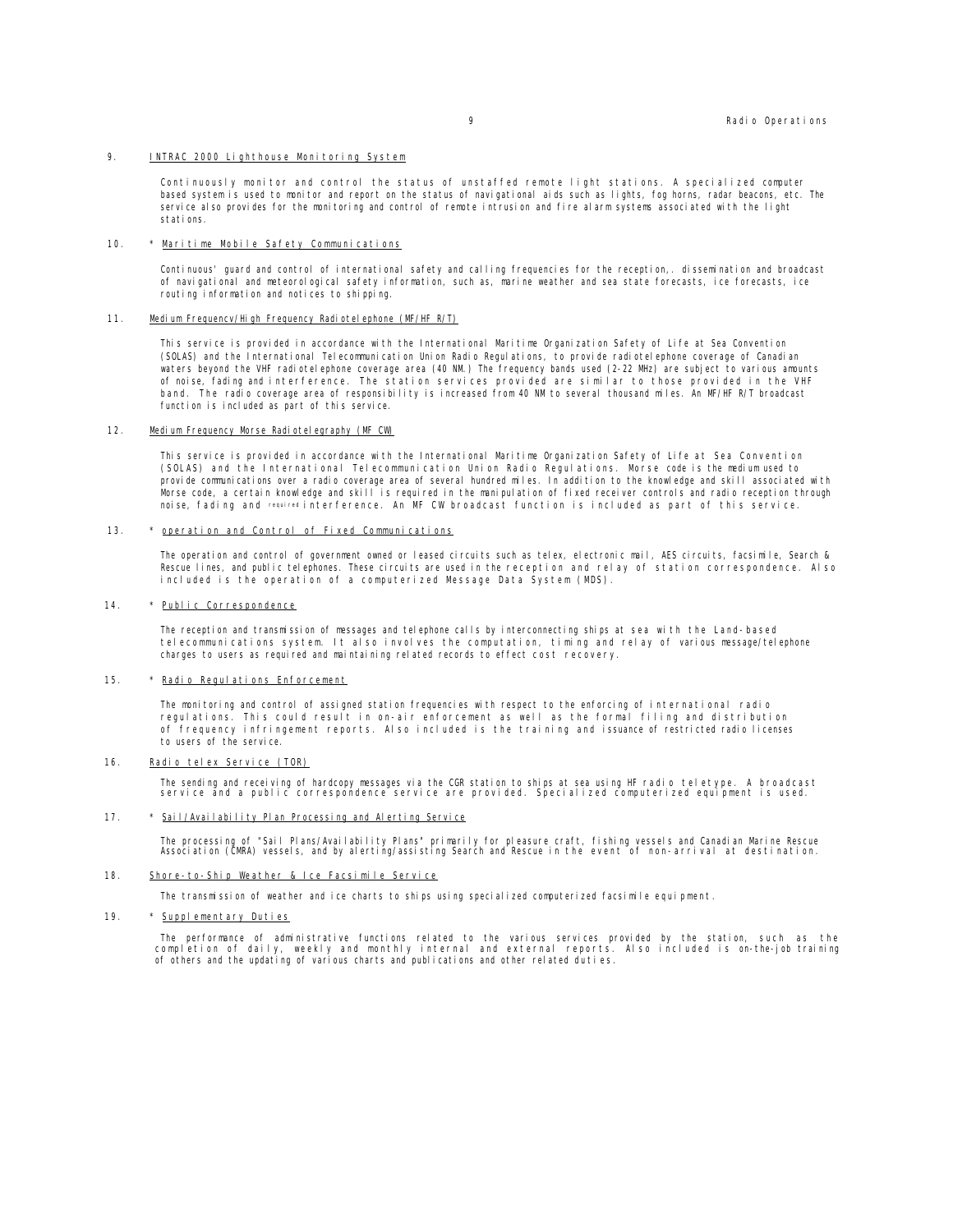9. INTRAC 2000 Lighthouse Monitoring System

Continuously monitor and control the status of unstaffed remote light stations. A specialized computer based system is used to monitor and report on the status of navigational aids such as lights, fog horns, radar beacons, etc. The service also provides for the monitoring and control of remote intrusion and fire alarm systems associated with the light stations.

10. * Maritime Mobile Safety Communications

Continuous' guard and control of international safety and calling frequencies for the reception,. dissemination and broadcast of navigational and meteorological safety information, such as, marine weather and sea state forecasts, ice forecasts, ice routing information and notices to shipping.

11. Medium Frequency/High Frequency Radiotelephone (MF/HF R/T)

This service is provided in accordance with the International Maritime Organization Safety of Life at Sea Convention (SOLAS) and the International Telecommunication Union Radio Regulations, to provide radiotelephone coverage of Canadian waters beyond the VHF radiotelephone coverage area (40 NM.) The frequency bands used (2-22 MHz) are subject to various amounts of noise, fading and interference. The station services provided are similar to those provided in the VHF band. The radio coverage area of responsibility is increased from 40 NM to several thousand miles. An MF/HF R/T broadcast function is included as part of this service.

12. Medium Frequency Morse Radiotelegraphy (MF CW)

This service is provided in accordance with the International Maritime Organization Safety of Life at Sea Convention (SOLAS) and the International Telecommunication Union Radio Regulations. Morse code is the medium used to provide communications over a radio coverage area of several hundred miles. In addition to the knowledge and skill associated with Morse code, a certain knowledge and skill is required in the manipulation of fixed receiver controls and radio reception through noise, fading and required interference. An MF CW broadcast function is included as part of this service.

13. * operation and Control of Fixed Communications

The operation and control of government owned or leased circuits such as telex, electronic mail, AES circuits, facsimile, Search & Rescue lines, and public telephones. These circuits are used in the reception and relay of station correspondence. Also included is the operation of a computerized Message Data System (MDS).

14. * Public Correspondence

The reception and transmission of messages and telephone calls by interconnecting ships at sea with the Land-based telecommunications system. It also involves the computation, timing and relay of various message/telephone charges to users as required and maintaining related records to effect cost recovery.

15. * Radio Regulations Enforcement

The monitoring and control of assigned station frequencies with respect to the enforcing of international radio regulations. This could result in on-air enforcement as well as the formal filing and distribution of frequency infringement reports. Also included is the training and issuance of restricted radio licenses to users of the service.

16. Radio telex Service (TOR)

The sending and receiving of hardcopy messages via the CGR station to ships at sea using HF radio teletype. A broadcast service and a public correspondence service are provided. Specialized computerized equipment is used.

17. * Sail/Availability Plan Processing and Alerting Service

The processing of "Sail Plans/Availability Plans" primarily for pleasure craft, fishing vessels and Canadian Marine Rescue Association (CMRA) vessels, and by alerting/assisting Search and Rescue in the event of non-arrival at destination.

18. Shore-to-Ship Weather & Ice Facsimile Service

The transmission of weather and ice charts to ships using specialized computerized facsimile equipment.

19. * Supplementary Duties

The performance of administrative functions related to the various services provided by the station, such as the completion of daily, weekly and monthly internal and external reports. Also included is on-the-job training of others and the updating of various charts and publications and other related duties.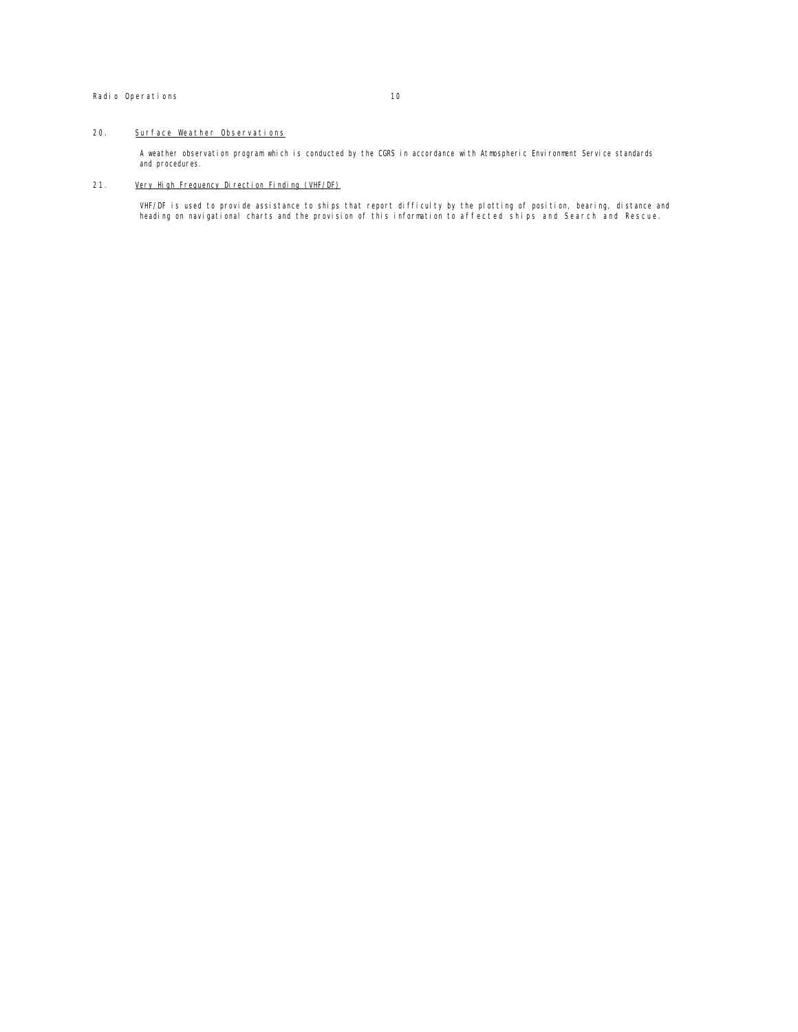20. <u>Surface Weather Observations</u>

A weather observation program which is conducted by the CGRS in accordance with Atmospheric Environment Service standards and procedures.

21. <u>Very High Frequency Direction Finding (VHF/DF)</u>

VHF/DF is used to provide assistance to ships that report difficulty by the plotting of position, bearing, distance and heading on navigational charts and the provision of this information to affected ships and Search and Rescue.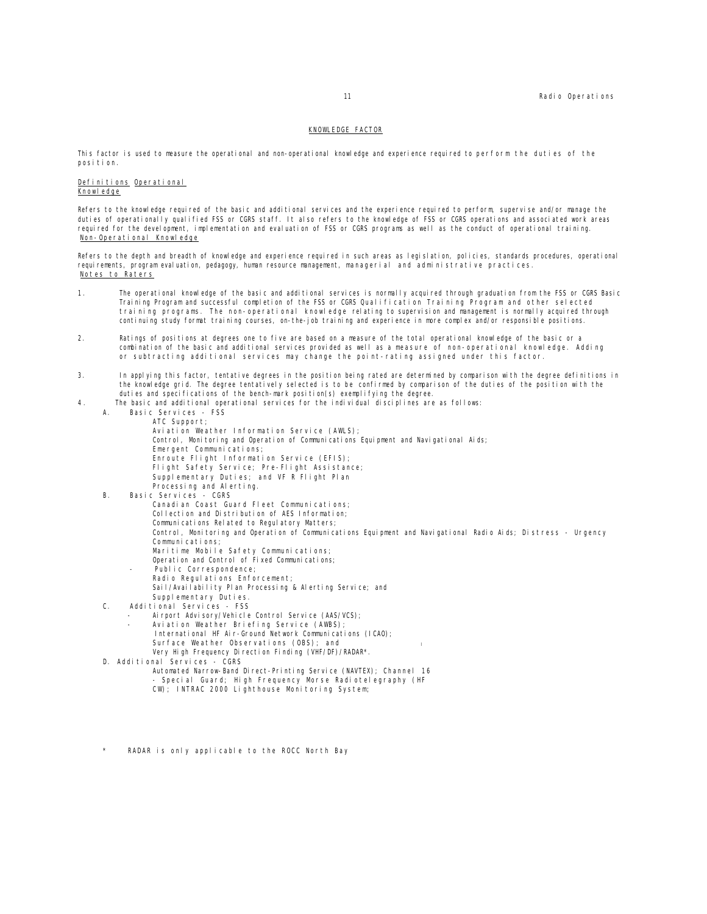## KNOWLEDGE FACTOR

This factor is used to measure the operational and non-operational knowledge and experience required to perform the duties of the position.

### Definitions

**Operational Knowledge**

Refers to the knowledge required of the basic and additional services and the experience required to perform, supervise and/or manage the duties of operationally qualified FSS or CGRS staff. It also refers to the knowledge of FSS or CGRS operations and associated work areas required for the development, implementation and evaluation of FSS or CGRS programs as well as the conduct of operational training.

**Non-Operational Knowledge**

Refers to the depth and breadth of knowledge and experience required in such areas as legislation, policies, standards procedures, operational requirements, program evaluation, pedagogy, human resource management, managerial and administrative practices.

### Notes to Raters

1. The operational knowledge of the basic and additional services is normally acquired through graduation from the FSS or CGRS Basic Training Program and successful completion of the FSS or CGRS Qualification Training Program and other selected training programs. The non-operational knowledge relating to supervision and management is normally acquired through continuing study format training courses, on-the-job training and experience in more complex and/or responsible positions.

2. Ratings of positions at degrees one to five are based on a measure of the total operational knowledge of the basic or a combination of the basic and additional services provided as well as a measure of non-operational knowledge. Adding or subtracting additional services may change the point-rating assigned under this factor.

3. In applying this factor, tentative degrees in the position being rated are determined by comparison with the degree definitions in the knowledge grid. The degree tentatively selected is to be confirmed by comparison of the duties of the position with the duties and specifications of the bench-mark position(s) exemplifying the degree.

4. The basic and additional operational services for the individual disciplines are as follows:

   A. Basic Services - FSS
      - ATC Support;
      - Aviation Weather Information Service (AWLS);
      - Control, Monitoring and Operation of Communications Equipment and Navigational Aids;
      - Emergent Communications;
      - Enroute Flight Information Service (EFIS);
      - Flight Safety Service; Pre-Flight Assistance;
      - Supplementary Duties; and VFR Flight Plan Processing and Alerting.

   B. Basic Services - CGRS
      - Canadian Coast Guard Fleet Communications;
      - Collection and Distribution of AES Information;
      - Communications Related to Regulatory Matters;
      - Control, Monitoring and Operation of Communications Equipment and Navigational Radio Aids; Distress - Urgency Communications;
      - Maritime Mobile Safety Communications;
      - Operation and Control of Fixed Communications;
      - Public Correspondence;
      - Radio Regulations Enforcement;
      - Sail/Availability Plan Processing & Alerting Service; and
      - Supplementary Duties.

   C. Additional Services - FSS
      - Airport Advisory/Vehicle Control Service (AAS/VCS);
      - Aviation Weather Briefing Service (AWBS);
      - International HF Air-Ground Network Communications (ICAO);
      - Surface Weather Observations (OBS); and
      - Very High Frequency Direction Finding (VHF/DF)/RADAR*.

   D. Additional Services - CGRS
      - Automated Narrow-Band Direct-Printing Service (NAVTEX); Channel 16 - Special Guard; High Frequency Morse Radiotelegraphy (HF CW); INTRAC 2000 Lighthouse Monitoring System;

\* RADAR is only applicable to the ROCC North Bay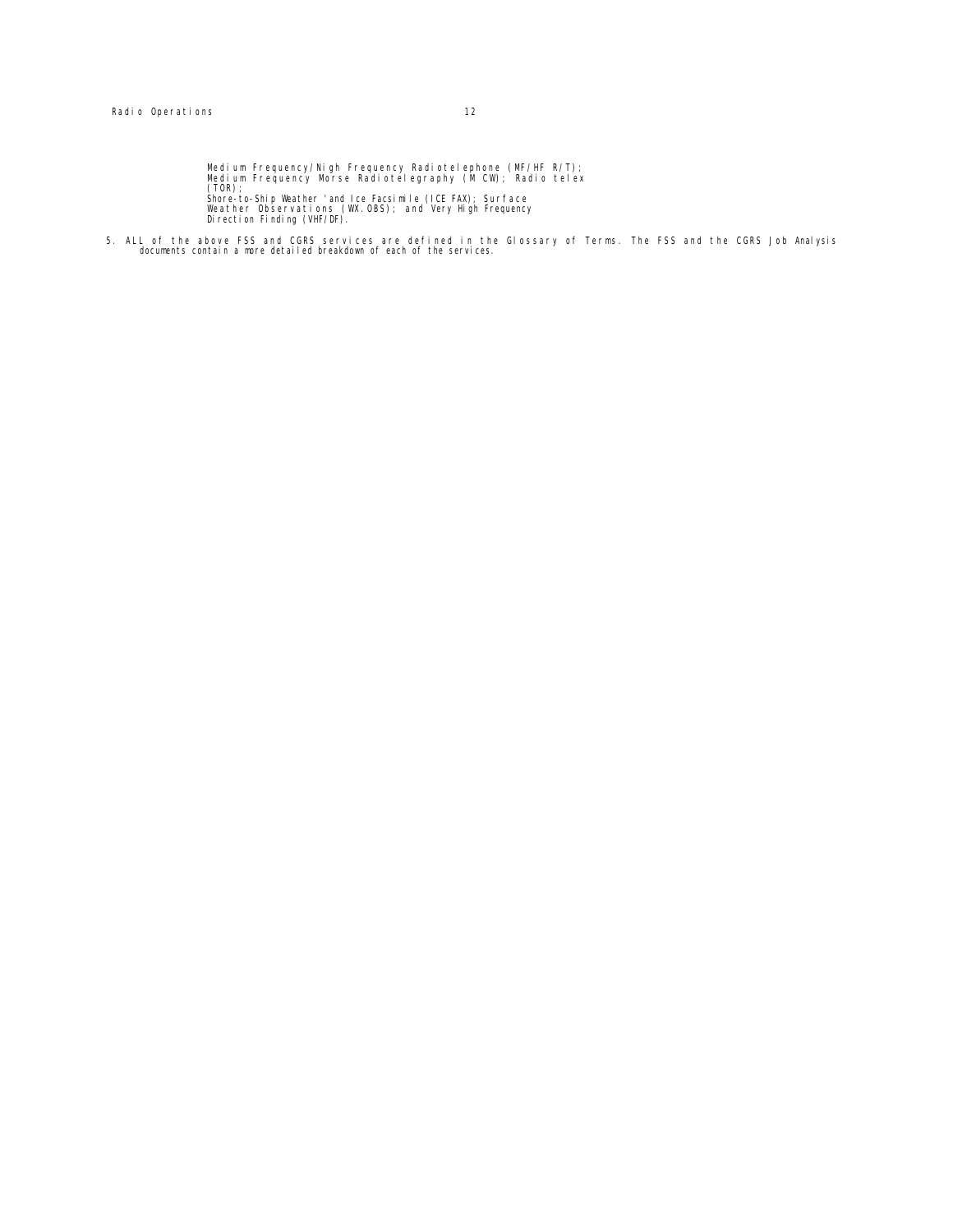Medium Frequency/Nigh Frequency Radiotelephone (MF/HF R/T); Medium Frequency Morse Radiotelegraphy (M CW); Radio telex (TOR);
Shore-to-Ship Weather 'and Ice Facsimile (ICE FAX); Surface Weather Observations (WX.OBS); and Very High Frequency Direction Finding (VHF/DF).

5. ALL of the above FSS and CGRS services are defined in the Glossary of Terms. The FSS and the CGRS Job Analysis documents contain a more detailed breakdown of each of the services.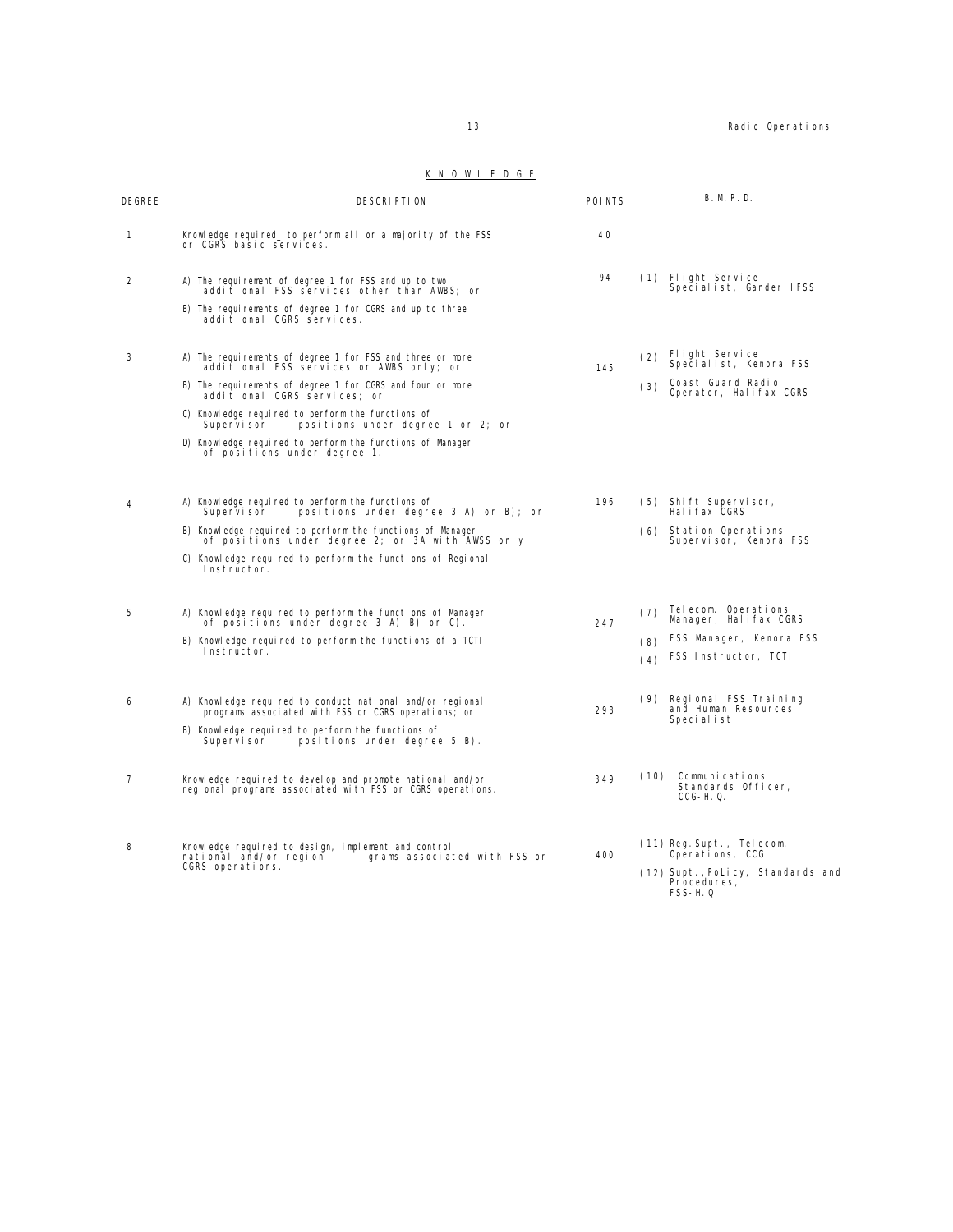## K N O W L E D G E

| DEGREE | DESCRIPTION | POINTS | B.M.P.D. |
|---|---|---|---|
| 1 | Knowledge required_ to perform all or a majority of the FSS or CGRS basic services. | 40 | |
| 2 | A) The requirement of degree 1 for FSS and up to two additional FSS services other than AWBS; or<br>B) The requirements of degree 1 for CGRS and up to three additional CGRS services. | 94 | (1) Flight Service Specialist, Gander IFSS |
| 3 | A) The requirements of degree 1 for FSS and three or more additional FSS services or AWBS only; or<br>B) The requirements of degree 1 for CGRS and four or more additional CGRS services; or<br>C) Knowledge required to perform the functions of Supervisor positions under degree 1 or 2; or<br>D) Knowledge required to perform the functions of Manager of positions under degree 1. | 145 | (2) Flight Service Specialist, Kenora FSS<br>(3) Coast Guard Radio Operator, Halifax CGRS |
| 4 | A) Knowledge required to perform the functions of Supervisor positions under degree 3 A) or B); or<br>B) Knowledge required to perform the functions of Manager of positions under degree 2; or 3A with AWSS only<br>C) Knowledge required to perform the functions of Regional Instructor. | 196 | (5) Shift Supervisor, Halifax CGRS<br>(6) Station Operations Supervisor, Kenora FSS |
| 5 | A) Knowledge required to perform the functions of Manager of positions under degree 3 A) B) or C).<br>B) Knowledge required to perform the functions of a TCTI Instructor. | 247 | (7) Telecom. Operations Manager, Halifax CGRS<br>(8) FSS Manager, Kenora FSS<br>(4) FSS Instructor, TCTI |
| 6 | A) Knowledge required to conduct national and/or regional programs associated with FSS or CGRS operations; or<br>B) Knowledge required to perform the functions of Supervisor positions under degree 5 B). | 298 | (9) Regional FSS Training and Human Resources Specialist |
| 7 | Knowledge required to develop and promote national and/or regional programs associated with FSS or CGRS operations. | 349 | (10) Communications Standards Officer, CCG-H.Q. |
| 8 | Knowledge required to design, implement and control national and/or region grams associated with FSS or CGRS operations. | 400 | (11) Reg.Supt., Telecom. Operations, CCG<br>(12) Supt.,PoLicy, Standards and Procedures, FSS-H.Q. |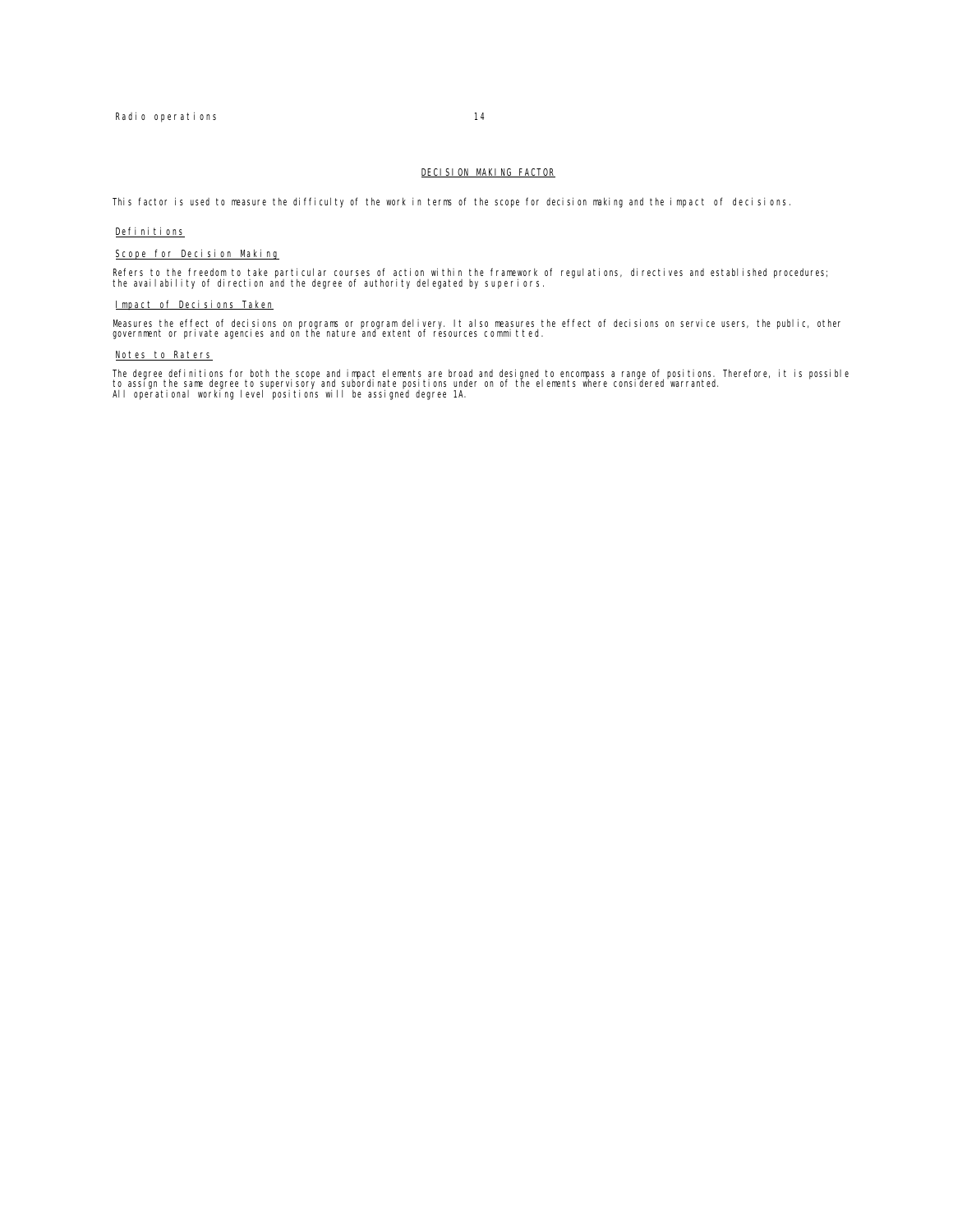## DECISION MAKING FACTOR

This factor is used to measure the difficulty of the work in terms of the scope for decision making and the impact of decisions.

### Definitions

### Scope for Decision Making

Refers to the freedom to take particular courses of action within the framework of regulations, directives and established procedures; the availability of direction and the degree of authority delegated by superiors.

### Impact of Decisions Taken

Measures the effect of decisions on programs or program delivery. It also measures the effect of decisions on service users, the public, other government or private agencies and on the nature and extent of resources committed.

### Notes to Raters

The degree definitions for both the scope and impact elements are broad and designed to encompass a range of positions. Therefore, it is possible to assign the same degree to supervisory and subordinate positions under on of the elements where considered warranted.
All operational working level positions will be assigned degree 1A.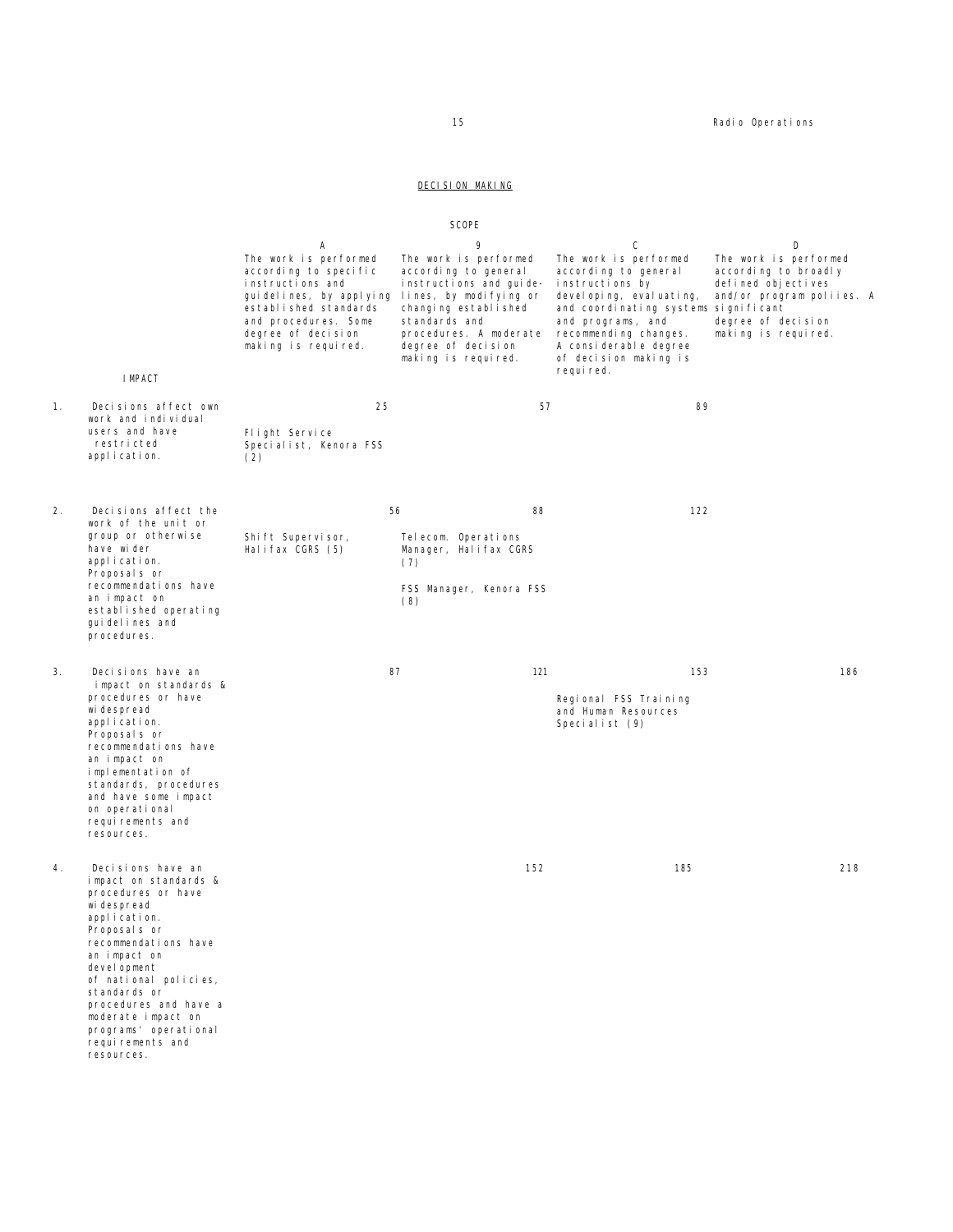## DECISION MAKING

| | SCOPE | | | |
|---|---|---|---|---|
| | A | 9 | C | D |
| | The work is performed according to specific instructions and guidelines, by applying established standards and procedures. Some degree of decision making is required. | The work is performed according to general instructions and guide-lines, by modifying or changing established standards and procedures. A moderate degree of decision making is required. | The work is performed according to general instructions by developing, evaluating, and coordinating systems and programs, and recommending changes. A considerable degree of decision making is required. | The work is performed according to broadly defined objectives and/or program poliies. A significant degree of decision making is required. |
| **IMPACT** | | | | |
| 1. Decisions affect own work and individual users and have restricted application. | 25<br>Flight Service Specialist, Kenora FSS (2) | 57 | 89 | |
| 2. Decisions affect the work of the unit or group or otherwise have wider application. Proposals or recommendations have an impact on established operating guidelines and procedures. | 56<br>Shift Supervisor, Halifax CGRS (5) | 88<br>Telecom. Operations Manager, Halifax CGRS (7)<br>FSS Manager, Kenora FSS (8) | 122 | |
| 3. Decisions have an impact on standards & procedures or have widespread application. Proposals or recommendations have an impact on implementation of standards, procedures and have some impact on operational requirements and resources. | 87 | 121 | 153<br>Regional FSS Training and Human Resources Specialist (9) | 186 |
| 4. Decisions have an impact on standards & procedures or have widespread application. Proposals or recommendations have an impact on development of national policies, standards or procedures and have a moderate impact on programs' operational requirements and resources. | | 152 | 185 | 218 |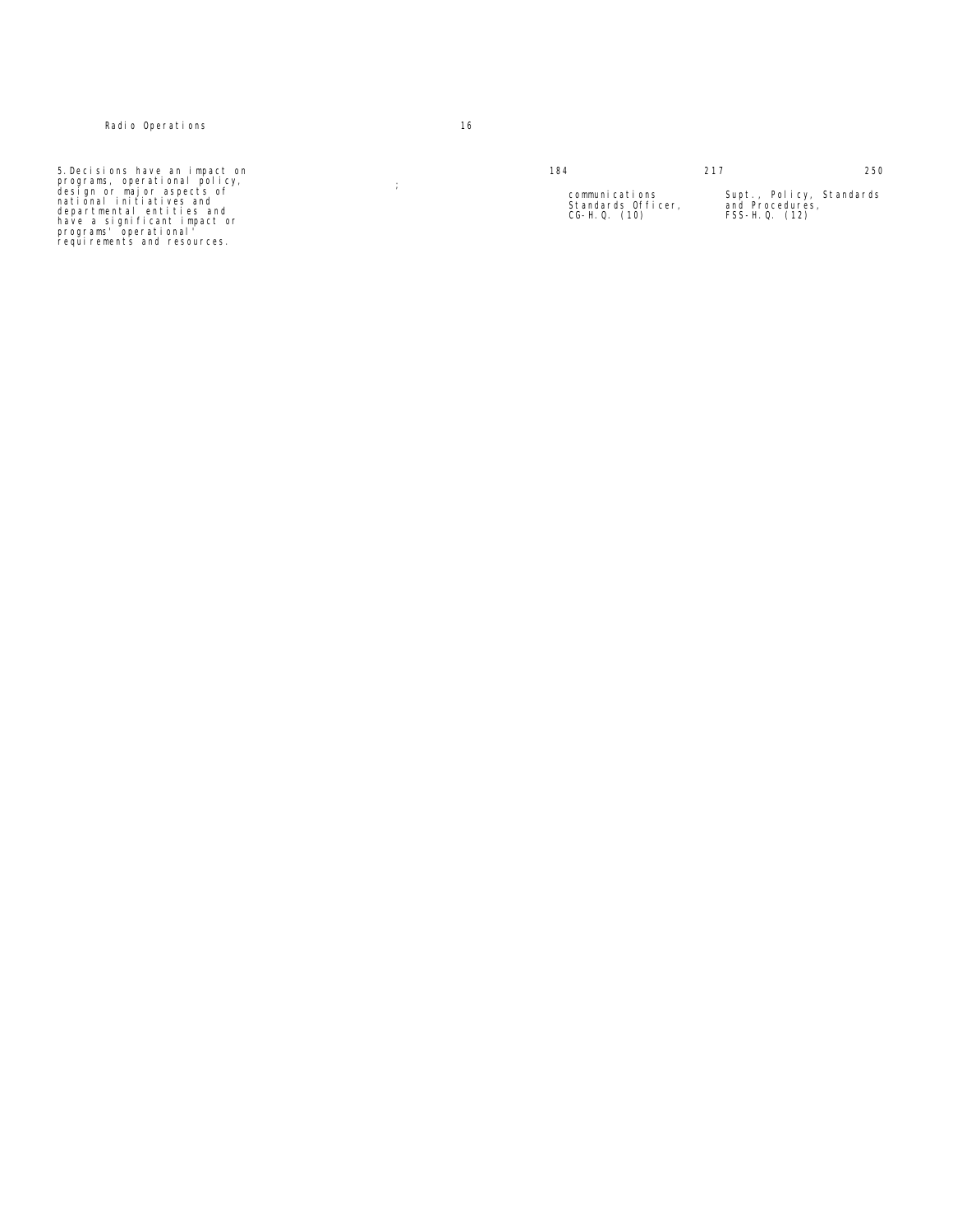Radio Operations 16

| | | | | |
|---|---|---|---|---|
| 5. Decisions have an impact on programs, operational policy, design or major aspects of national initiatives and departmental entities and have a significant impact or programs' operational' requirements and resources. | ; | 184 | 217 | 250 |
| | | communications Standards Officer, CG-H.Q. (10) | Supt., Policy, Standards and Procedures, FSS-H.Q. (12) | |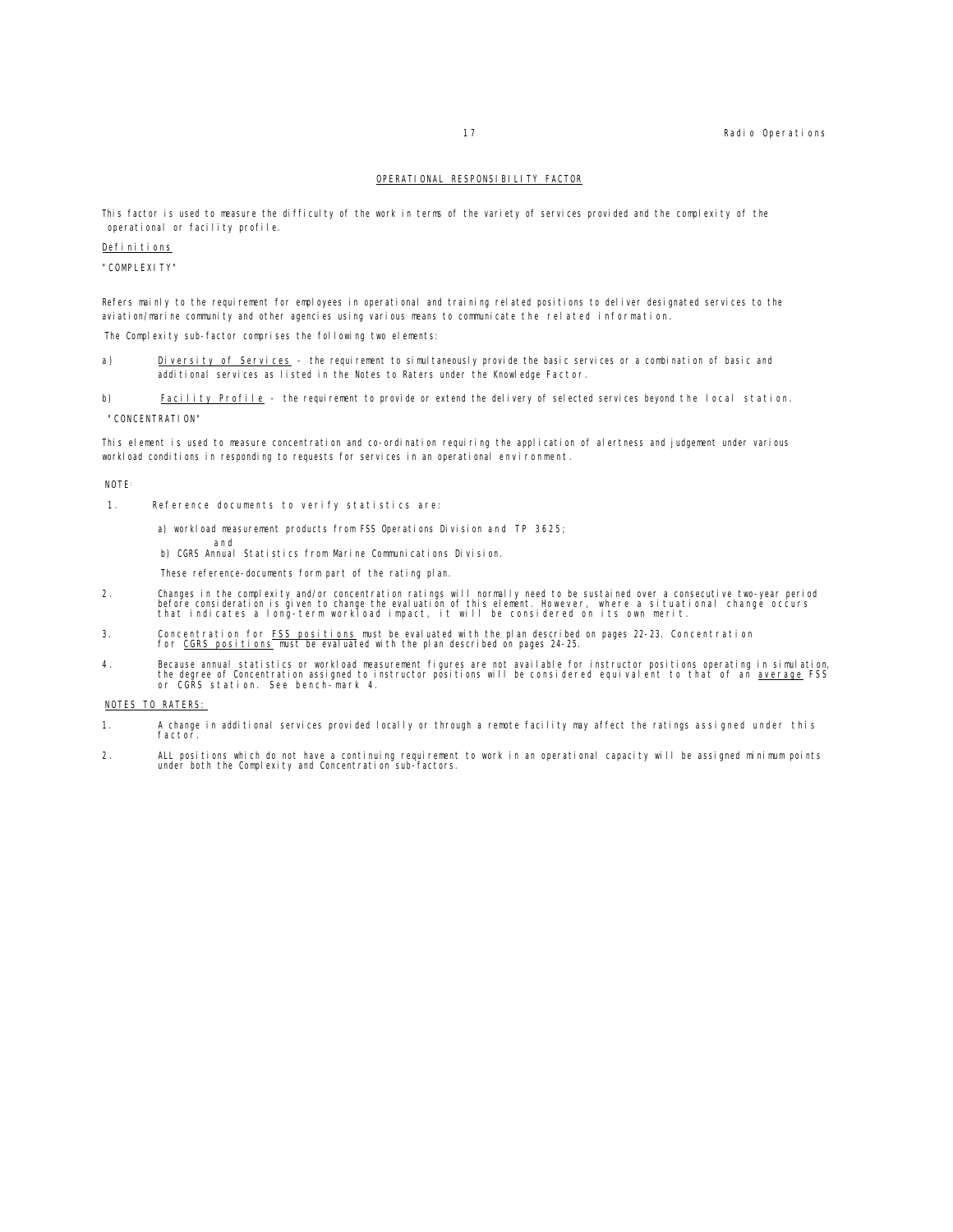## OPERATIONAL RESPONSIBILITY FACTOR

This factor is used to measure the difficulty of the work in terms of the variety of services provided and the complexity of the operational or facility profile.

Definitions

"COMPLEXITY"

Refers mainly to the requirement for employees in operational and training related positions to deliver designated services to the aviation/marine community and other agencies using various means to communicate the related information.

The Complexity sub-factor comprises the following two elements:

a) Diversity of Services - the requirement to simultaneously provide the basic services or a combination of basic and additional services as listed in the Notes to Raters under the Knowledge Factor.

b) Facility Profile - the requirement to provide or extend the delivery of selected services beyond the local station.

"CONCENTRATION"

This element is used to measure concentration and co-ordination requiring the application of alertness and judgement under various workload conditions in responding to requests for services in an operational environment.

NOTE:

1. Reference documents to verify statistics are:

   a) workload measurement products from FSS Operations Division and TP 3625;
   
   and
   
   b) CGRS Annual Statistics from Marine Communications Division.

   These reference-documents form part of the rating plan.

2. Changes in the complexity and/or concentration ratings will normally need to be sustained over a consecutive two-year period before consideration is given to change the evaluation of this element. However, where a situational change occurs that indicates a long-term workload impact, it will be considered on its own merit.

3. Concentration for FSS positions must be evaluated with the plan described on pages 22-23. Concentration for CGRS positions must be evaluated with the plan described on pages 24-25.

4. Because annual statistics or workload measurement figures are not available for instructor positions operating in simulation, the degree of Concentration assigned to instructor positions will be considered equivalent to that of an average FSS or CGRS station. See bench-mark 4.

NOTES TO RATERS:

1. A change in additional services provided locally or through a remote facility may affect the ratings assigned under this factor.

2. ALL positions which do not have a continuing requirement to work in an operational capacity will be assigned minimum points under both the Complexity and Concentration sub-factors.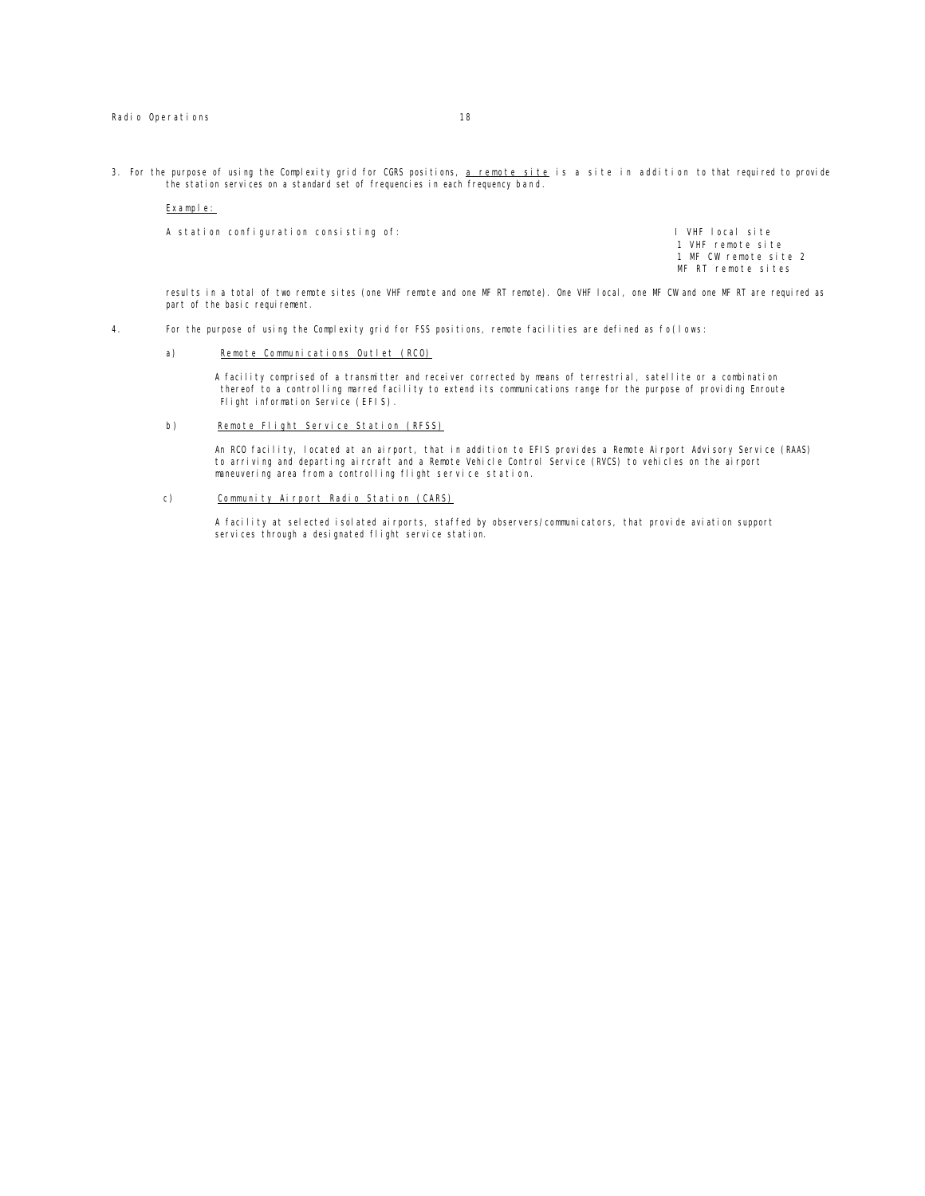3. For the purpose of using the Complexity grid for CGRS positions, <u>a remote site</u> is a site in addition to that required to provide the station services on a standard set of frequencies in each frequency band.

<u>Example:</u>

A station configuration consisting of:

I VHF local site
1 VHF remote site
1 MF CW remote site 2
MF RT remote sites

results in a total of two remote sites (one VHF remote and one MF RT remote). One VHF local, one MF CW and one MF RT are required as part of the basic requirement.

4. For the purpose of using the Complexity grid for FSS positions, remote facilities are defined as fo(lows:

a) <u>Remote Communications Outlet (RCO)</u>

A facility comprised of a transmitter and receiver corrected by means of terrestrial, satellite or a combination thereof to a controlling marred facility to extend its communications range for the purpose of providing Enroute Flight information Service (EFIS).

b) <u>Remote Flight Service Station (RFSS)</u>

An RCO facility, located at an airport, that in addition to EFIS provides a Remote Airport Advisory Service (RAAS) to arriving and departing aircraft and a Remote Vehicle Control Service (RVCS) to vehicles on the airport maneuvering area from a controlling flight service station.

c) <u>Community Airport Radio Station (CARS)</u>

A facility at selected isolated airports, staffed by observers/communicators, that provide aviation support services through a designated flight service station.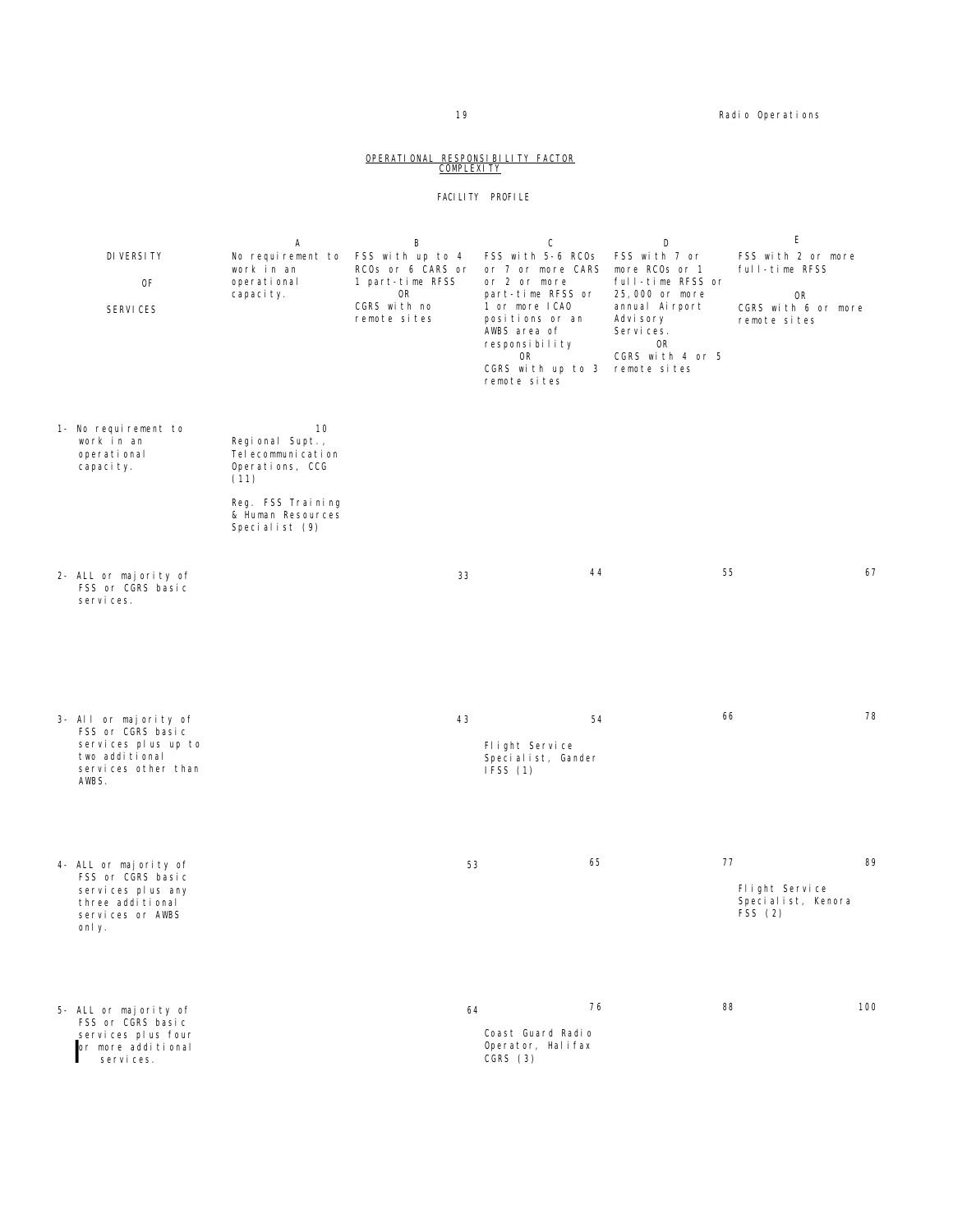## OPERATIONAL RESPONSIBILITY FACTOR
## COMPLEXITY

### FACILITY PROFILE

| DIVERSITY OF SERVICES | A<br>No requirement to work in an operational capacity. | B<br>FSS with up to 4 RCOs or 6 CARS or 1 part-time RFSS<br>OR<br>CGRS with no remote sites | C<br>FSS with 5-6 RCOs or 7 or more CARS or 2 or more part-time RFSS or 1 or more ICAO positions or an AWBS area of responsibility<br>OR<br>CGRS with up to 3 remote sites | D<br>FSS with 7 or more RCOs or 1 full-time RFSS or 25,000 or more annual Airport Advisory Services.<br>OR<br>CGRS with 4 or 5 remote sites | E<br>FSS with 2 or more full-time RFSS<br>OR<br>CGRS with 6 or more remote sites |
|---|---|---|---|---|---|
| 1- No requirement to work in an operational capacity. | 10<br>Regional Supt., Telecommunication Operations, CCG (11)<br><br>Reg. FSS Training & Human Resources Specialist (9) | | | | |
| 2- ALL or majority of FSS or CGRS basic services. | | 33 | 44 | 55 | 67 |
| 3- All or majority of FSS or CGRS basic services plus up to two additional services other than AWBS. | | 43 | 54<br>Flight Service Specialist, Gander IFSS (1) | 66 | 78 |
| 4- ALL or majority of FSS or CGRS basic services plus any three additional services or AWBS only. | | 53 | 65 | 77<br>Flight Service Specialist, Kenora FSS (2) | 89 |
| 5- ALL or majority of FSS or CGRS basic services plus four or more additional services. | | 64 | 76<br>Coast Guard Radio Operator, Halifax CGRS (3) | 88 | 100 |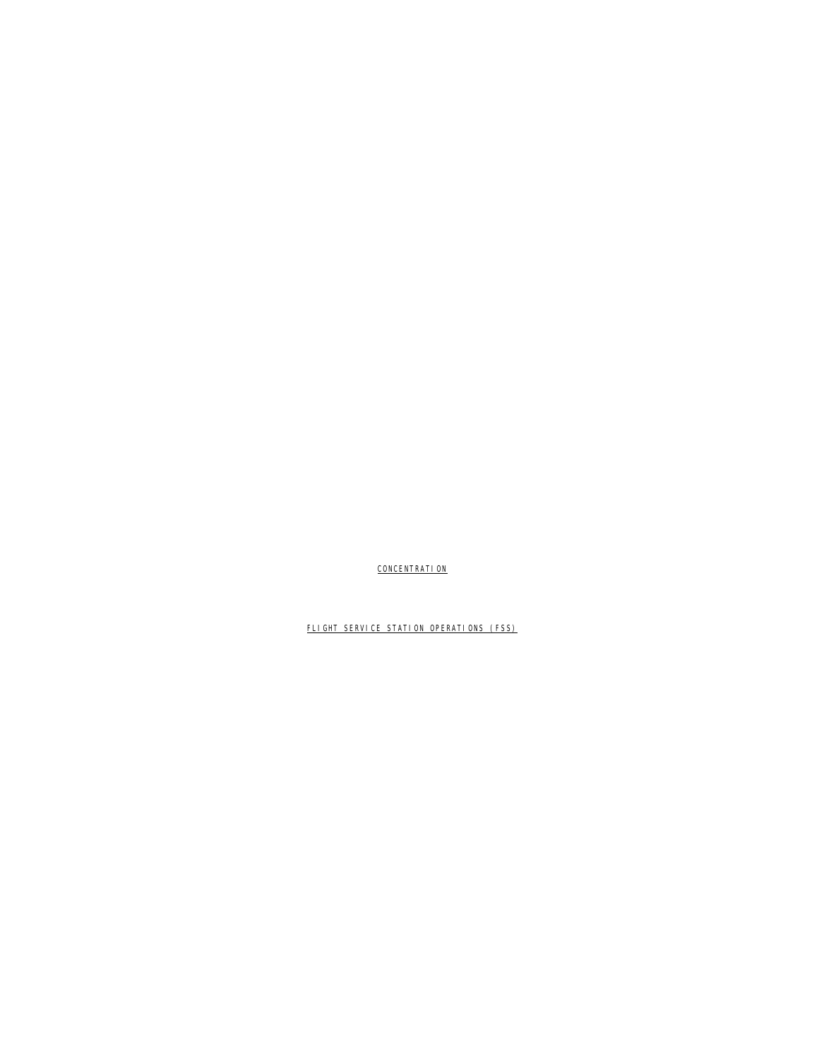CONCENTRATION

FLIGHT SERVICE STATION OPERATIONS (FSS)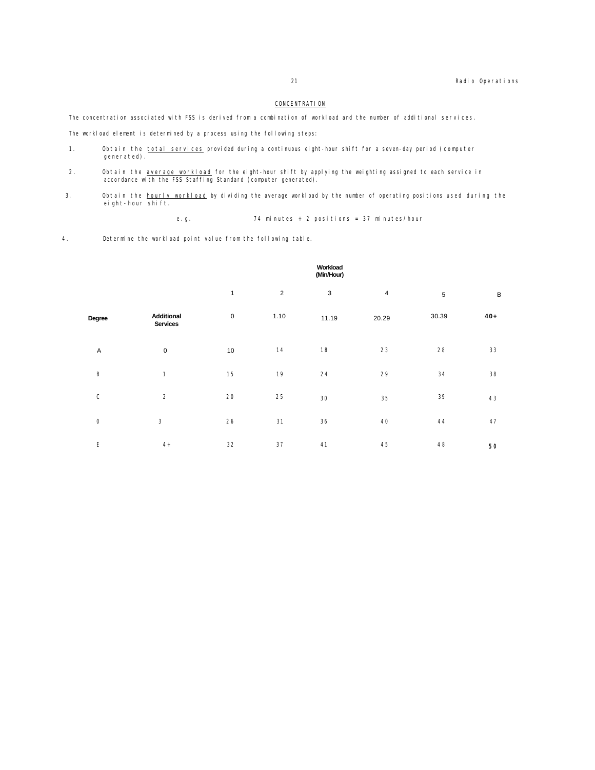## CONCENTRATION

The concentration associated with FSS is derived from a combination of workload and the number of additional services.

The workload element is determined by a process using the following steps:

1. Obtain the <u>total services</u> provided during a continuous eight-hour shift for a seven-day period (computer generated).

2. Obtain the <u>average workload</u> for the eight-hour shift by applying the weighting assigned to each service in accordance with the FSS Staffing Standard (computer generated).

3. Obtain the <u>hourly workload</u> by dividing the average workload by the number of operating positions used during the eight-hour shift.

   e.g. 74 minutes + 2 positions = 37 minutes/hour

4. Determine the workload point value from the following table.

| | | Workload (Min/Hour) | | | | | |
|---|---|---|---|---|---|---|---|
| | | 1 | 2 | 3 | 4 | 5 | B |
| **Degree** | **Additional Services** | 0 | 1.10 | 11.19 | 20.29 | 30.39 | **40+** |
| A | 0 | 10 | 14 | 18 | 23 | 28 | 33 |
| B | 1 | 15 | 19 | 24 | 29 | 34 | 38 |
| C | 2 | 20 | 25 | 30 | 35 | 39 | 43 |
| 0 | 3 | 26 | 31 | 36 | 40 | 44 | 47 |
| E | 4+ | 32 | 37 | 41 | 45 | 48 | **50** |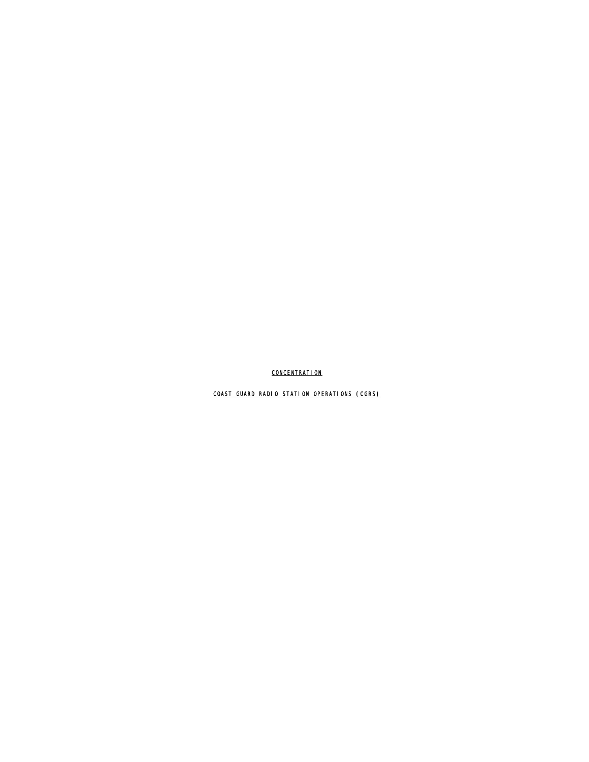CONCENTRATION

COAST GUARD RADIO STATION OPERATIONS (CGRS)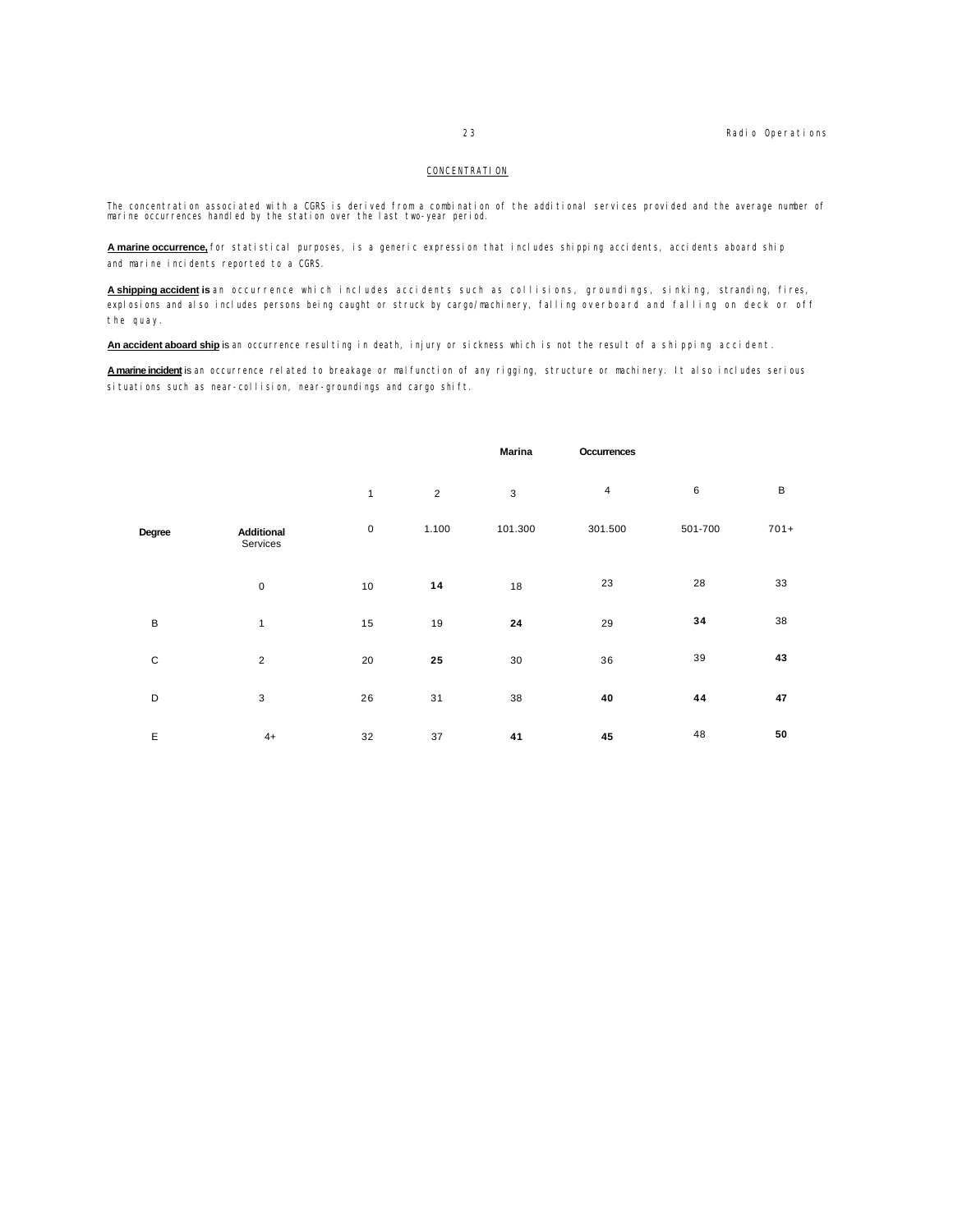## CONCENTRATION

The concentration associated with a CGRS is derived from a combination of the additional services provided and the average number of marine occurrences handled by the station over the last two-year period.

**A marine occurrence,** for statistical purposes, is a generic expression that includes shipping accidents, accidents aboard ship and marine incidents reported to a CGRS.

**A shipping accident is** an occurrence which includes accidents such as collisions, groundings, sinking, stranding, fires, explosions and also includes persons being caught or struck by cargo/machinery, falling overboard and falling on deck or off the quay.

**An accident aboard ship** is an occurrence resulting in death, injury or sickness which is not the result of a shipping accident.

**A marine incident** is an occurrence related to breakage or malfunction of any rigging, structure or machinery. It also includes serious situations such as near-collision, near-groundings and cargo shift.

| | | | | **Marina** | **Occurrences** | | |
|---|---|---|---|---|---|---|---|
| | | 1 | 2 | 3 | 4 | 6 | B |
| **Degree** | **Additional** Services | 0 | 1.100 | 101.300 | 301.500 | 501-700 | 701+ |
| | 0 | 10 | **14** | 18 | 23 | 28 | 33 |
| B | 1 | 15 | 19 | **24** | 29 | **34** | 38 |
| C | 2 | 20 | **25** | 30 | 36 | 39 | **43** |
| D | 3 | 26 | 31 | 38 | **40** | **44** | **47** |
| E | 4+ | 32 | 37 | **41** | **45** | 48 | **50** |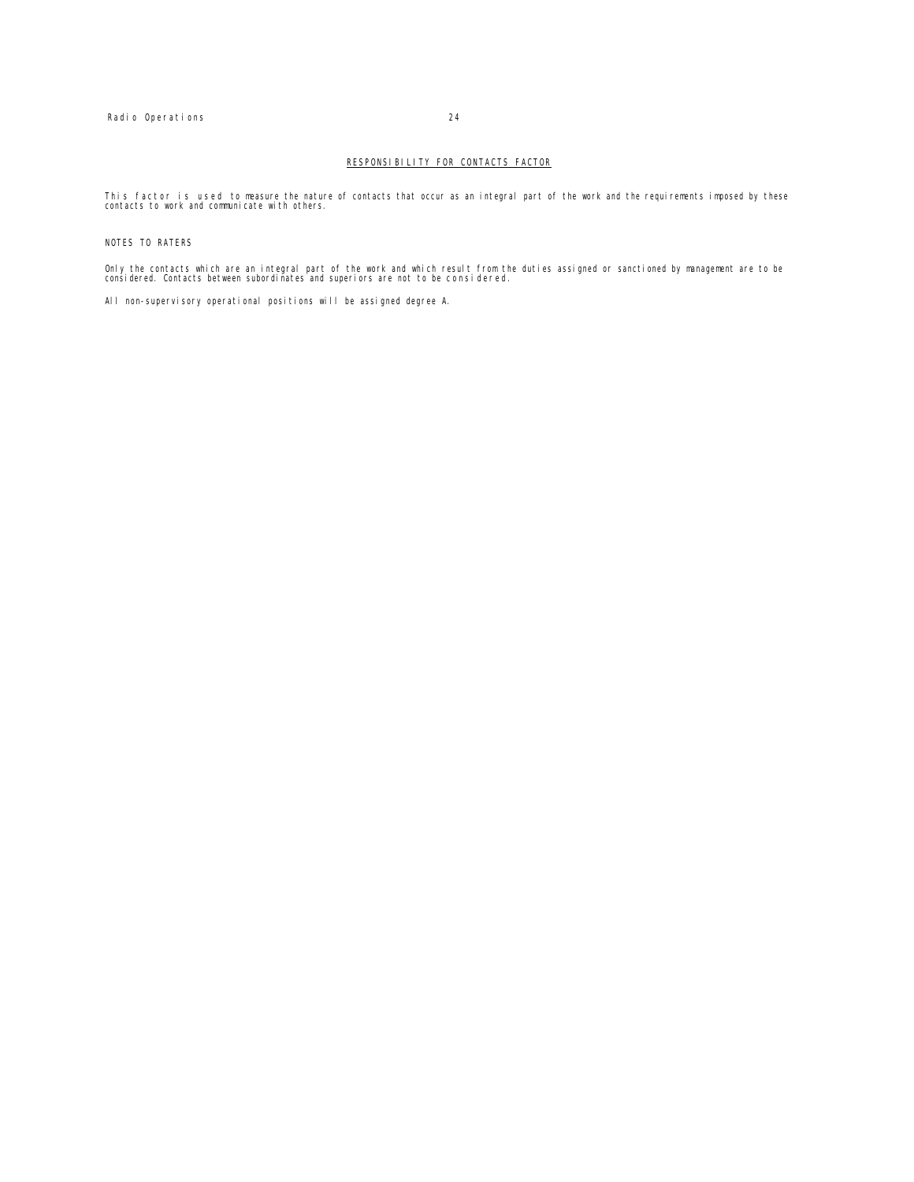## RESPONSIBILITY FOR CONTACTS FACTOR

This factor is used to measure the nature of contacts that occur as an integral part of the work and the requirements imposed by these contacts to work and communicate with others.

### NOTES TO RATERS

Only the contacts which are an integral part of the work and which result from the duties assigned or sanctioned by management are to be considered. Contacts between subordinates and superiors are not to be considered.

All non-supervisory operational positions will be assigned degree A.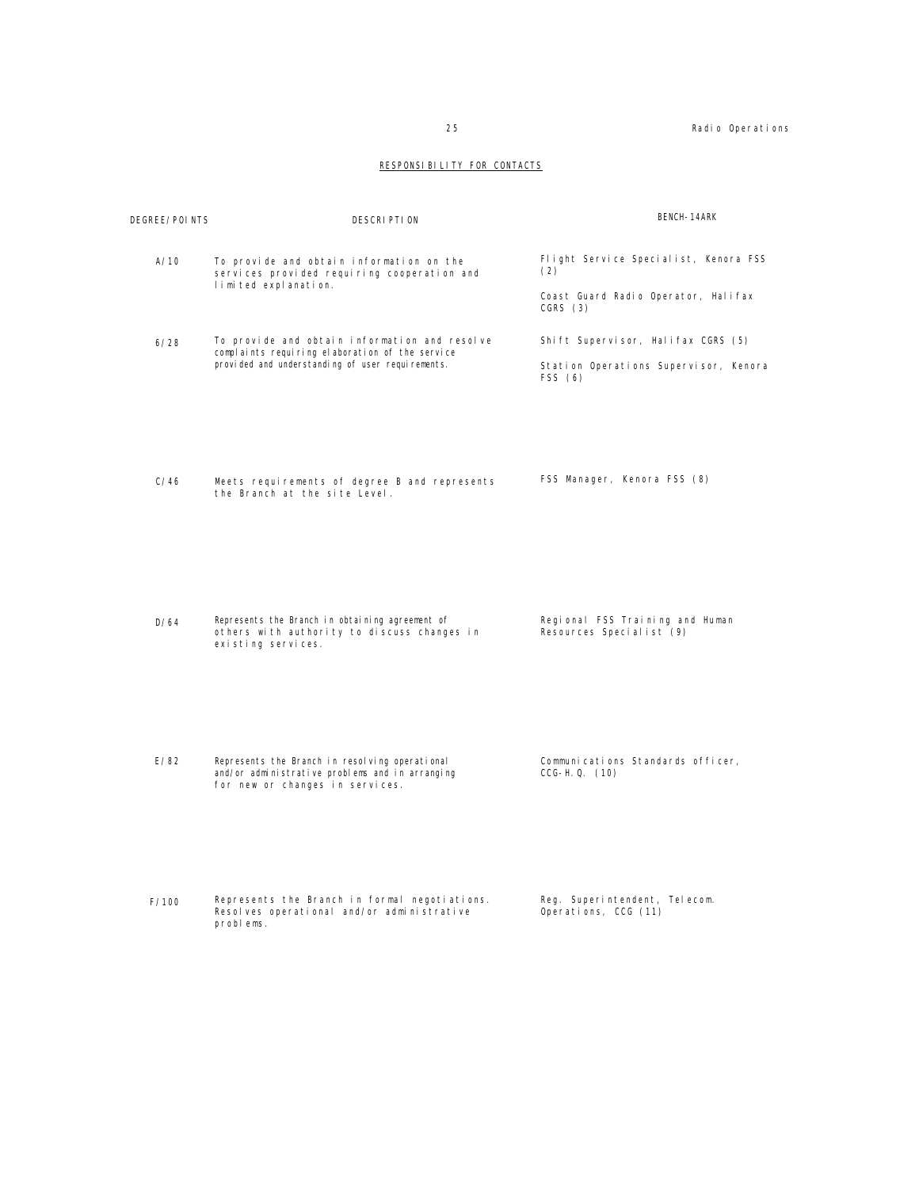## RESPONSIBILITY FOR CONTACTS

| DEGREE/POINTS | DESCRIPTION | BENCH-14ARK |
|---|---|---|
| A/10 | To provide and obtain information on the services provided requiring cooperation and limited explanation. | Flight Service Specialist, Kenora FSS (2)<br><br>Coast Guard Radio Operator, Halifax CGRS (3) |
| 6/28 | To provide and obtain information and resolve complaints requiring elaboration of the service provided and understanding of user requirements. | Shift Supervisor, Halifax CGRS (5)<br><br>Station Operations Supervisor, Kenora FSS (6) |
| C/46 | Meets requirements of degree B and represents the Branch at the site Level. | FSS Manager, Kenora FSS (8) |
| D/64 | Represents the Branch in obtaining agreement of others with authority to discuss changes in existing services. | Regional FSS Training and Human Resources Specialist (9) |
| E/82 | Represents the Branch in resolving operational and/or administrative problems and in arranging for new or changes in services. | Communications Standards officer, CCG-H.Q. (10) |
| F/100 | Represents the Branch in formal negotiations. Resolves operational and/or administrative problems. | Reg. Superintendent, Telecom. Operations, CCG (11) |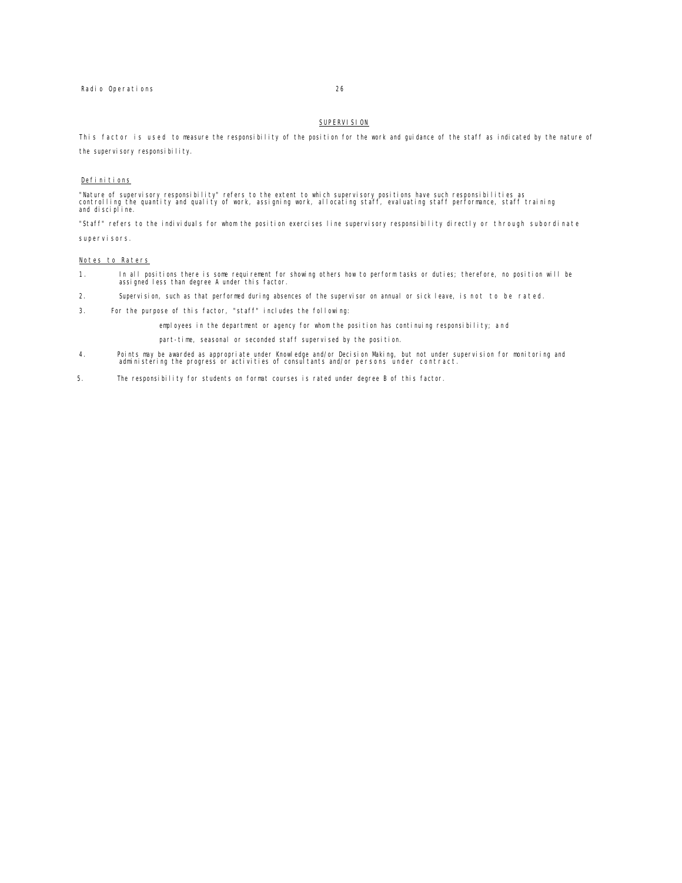## SUPERVISION

This factor is used to measure the responsibility of the position for the work and guidance of the staff as indicated by the nature of the supervisory responsibility.

### Definitions

"Nature of supervisory responsibility" refers to the extent to which supervisory positions have such responsibilities as controlling the quantity and quality of work, assigning work, allocating staff, evaluating staff performance, staff training and discipline.

"Staff" refers to the individuals for whom the position exercises line supervisory responsibility directly or through subordinate supervisors.

### Notes to Raters

1. In all positions there is some requirement for showing others how to perform tasks or duties; therefore, no position will be assigned less than degree A under this factor.

2. Supervision, such as that performed during absences of the supervisor on annual or sick leave, is not to be rated.

3. For the purpose of this factor, "staff" includes the following:

   employees in the department or agency for whom the position has continuing responsibility; and

   part-time, seasonal or seconded staff supervised by the position.

4. Points may be awarded as appropriate under Knowledge and/or Decision Making, but not under supervision for monitoring and administering the progress or activities of consultants and/or persons under contract.

5. The responsibility for students on format courses is rated under degree B of this factor.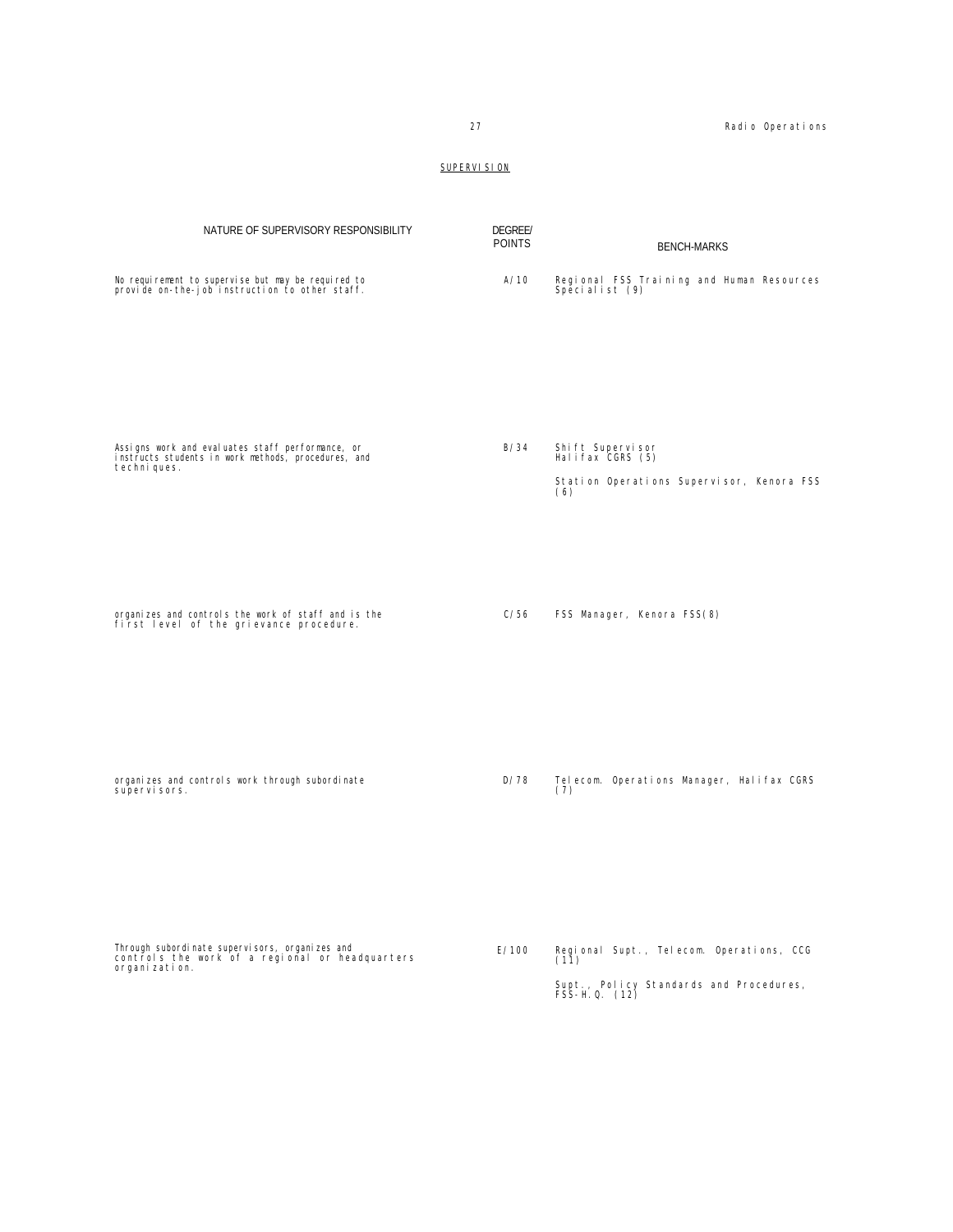## SUPERVISION

| NATURE OF SUPERVISORY RESPONSIBILITY | DEGREE/ POINTS | BENCH-MARKS |
|---|---|---|
| No requirement to supervise but may be required to provide on-the-job instruction to other staff. | A/10 | Regional FSS Training and Human Resources Specialist (9) |
| Assigns work and evaluates staff performance, or instructs students in work methods, procedures, and techniques. | B/34 | Shift Supervisor Halifax CGRS (5)<br><br>Station Operations Supervisor, Kenora FSS (6) |
| organizes and controls the work of staff and is the first level of the grievance procedure. | C/56 | FSS Manager, Kenora FSS(8) |
| organizes and controls work through subordinate supervisors. | D/78 | Telecom. Operations Manager, Halifax CGRS (7) |
| Through subordinate supervisors, organizes and controls the work of a regional or headquarters organization. | E/100 | Regional Supt., Telecom. Operations, CCG (11)<br><br>Supt., Policy Standards and Procedures, FSS-H.Q. (12) |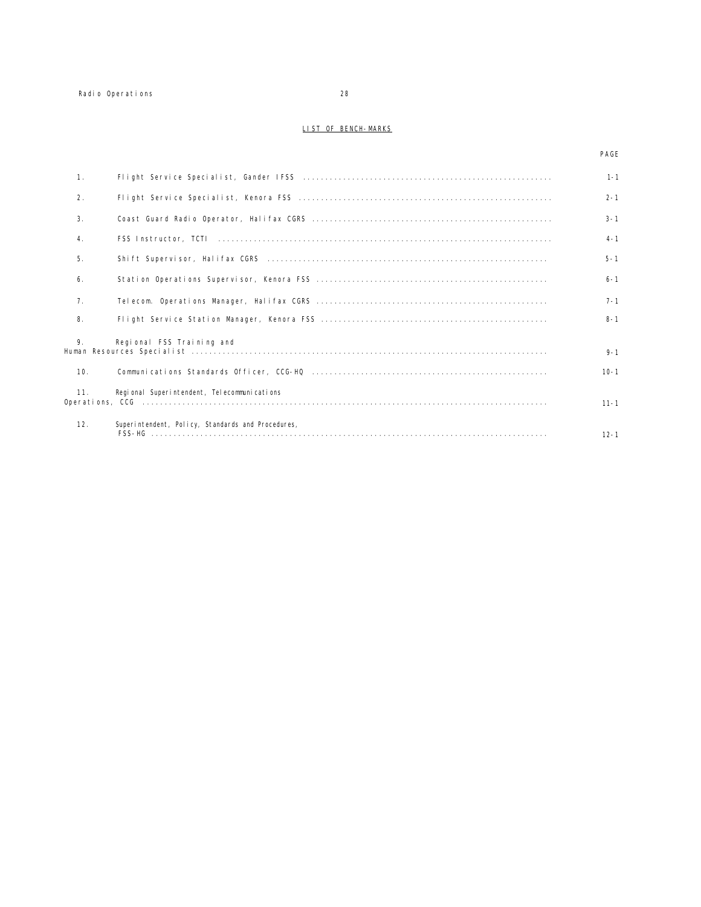## LIST OF BENCH-MARKS

| | | PAGE |
|---|---|---|
| 1. | Flight Service Specialist, Gander IFSS | 1-1 |
| 2. | Flight Service Specialist, Kenora FSS | 2-1 |
| 3. | Coast Guard Radio Operator, Halifax CGRS | 3-1 |
| 4. | FSS Instructor, TCTI | 4-1 |
| 5. | Shift Supervisor, Halifax CGRS | 5-1 |
| 6. | Station Operations Supervisor, Kenora FSS | 6-1 |
| 7. | Telecom. Operations Manager, Halifax CGRS | 7-1 |
| 8. | Flight Service Station Manager, Kenora FSS | 8-1 |
| 9. | Regional FSS Training and Human Resources Specialist | 9-1 |
| 10. | Communications Standards Officer, CCG-HQ | 10-1 |
| 11. | Regional Superintendent, Telecommunications Operations, CCG | 11-1 |
| 12. | Superintendent, Policy, Standards and Procedures, FSS-HG | 12-1 |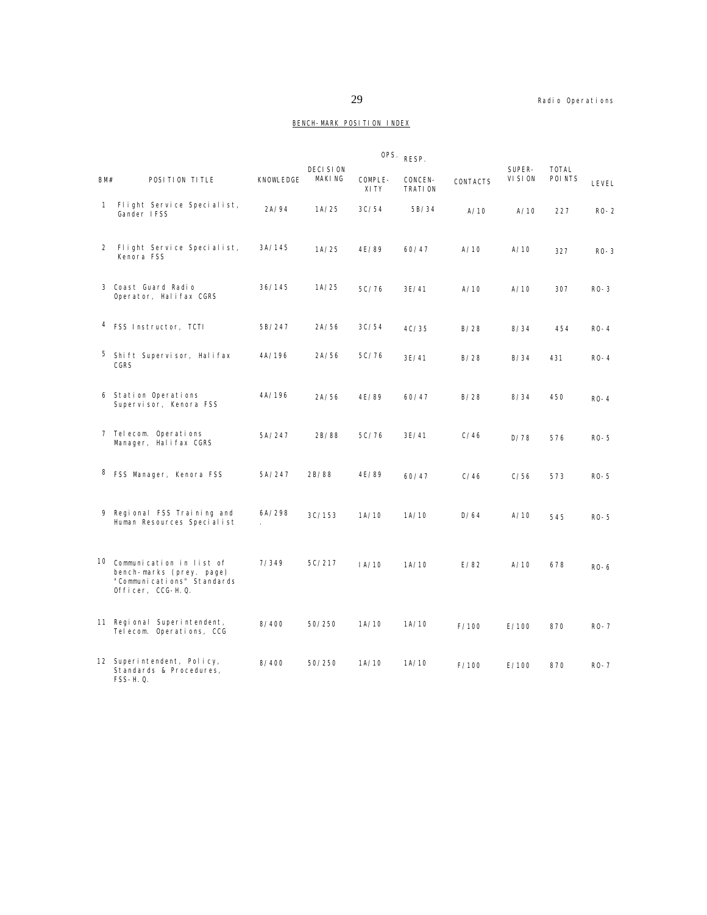## BENCH-MARK POSITION INDEX

| BM# | POSITION TITLE | KNOWLEDGE | DECISION MAKING | OPS. RESP. COMPLE-XITY | OPS. RESP. CONCEN-TRATION | CONTACTS | SUPER-VISION | TOTAL POINTS | LEVEL |
|---|---|---|---|---|---|---|---|---|---|
| 1 | Flight Service Specialist, Gander IFSS | 2A/94 | 1A/25 | 3C/54 | 5B/34 | A/10 | A/10 | 227 | RO-2 |
| 2 | Flight Service Specialist, Kenora FSS | 3A/145 | 1A/25 | 4E/89 | 60/47 | A/10 | A/10 | 327 | RO-3 |
| 3 | Coast Guard Radio Operator, Halifax CGRS | 36/145 | 1A/25 | 5C/76 | 3E/41 | A/10 | A/10 | 307 | RO-3 |
| 4 | FSS Instructor, TCTI | 5B/247 | 2A/56 | 3C/54 | 4C/35 | B/28 | 8/34 | 454 | RO-4 |
| 5 | Shift Supervisor, Halifax CGRS | 4A/196 | 2A/56 | 5C/76 | 3E/41 | B/28 | B/34 | 431 | RO-4 |
| 6 | Station Operations Supervisor, Kenora FSS | 4A/196 | 2A/56 | 4E/89 | 60/47 | B/28 | 8/34 | 450 | RO-4 |
| 7 | Telecom. Operations Manager, Halifax CGRS | 5A/247 | 2B/88 | 5C/76 | 3E/41 | C/46 | D/78 | 576 | RO-5 |
| 8 | FSS Manager, Kenora FSS | 5A/247 | 2B/88 | 4E/89 | 60/47 | C/46 | C/56 | 573 | RO-5 |
| 9 | Regional FSS Training and Human Resources Specialist | 6A/298 . | 3C/153 | 1A/10 | 1A/10 | D/64 | A/10 | 545 | RO-5 |
| 10 | Communication in list of bench-marks (prey. page) "Communications" Standards Officer, CCG-H.Q. | 7/349 | 5C/217 | IA/10 | 1A/10 | E/82 | A/10 | 678 | RO-6 |
| 11 | Regional Superintendent, Telecom. Operations, CCG | 8/400 | 50/250 | 1A/10 | 1A/10 | F/100 | E/100 | 870 | RO-7 |
| 12 | Superintendent, Policy, Standards & Procedures, FSS-H.Q. | 8/400 | 50/250 | 1A/10 | 1A/10 | F/100 | E/100 | 870 | RO-7 |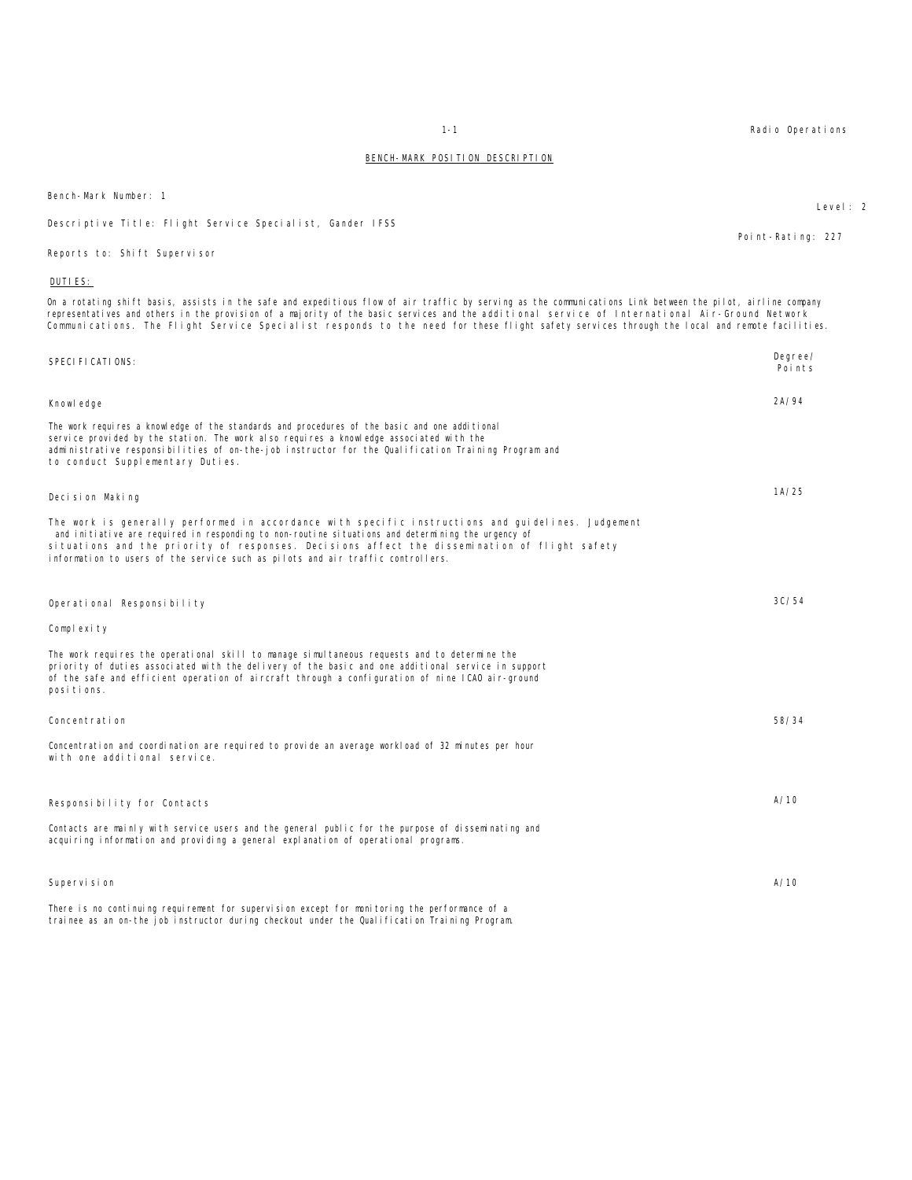## BENCH-MARK POSITION DESCRIPTION

Bench-Mark Number: 1

Level: 2

Descriptive Title: Flight Service Specialist, Gander IFSS

Point-Rating: 227

Reports to: Shift Supervisor

**DUTIES:**

On a rotating shift basis, assists in the safe and expeditious flow of air traffic by serving as the communications Link between the pilot, airline company representatives and others in the provision of a majority of the basic services and the additional service of International Air-Ground Network Communications. The Flight Service Specialist responds to the need for these flight safety services through the local and remote facilities.

| SPECIFICATIONS: | Degree/ Points |
|---|---|
| **Knowledge**<br><br>The work requires a knowledge of the standards and procedures of the basic and one additional service provided by the station. The work also requires a knowledge associated with the administrative responsibilities of on-the-job instructor for the Qualification Training Program and to conduct Supplementary Duties. | 2A/94 |
| **Decision Making**<br><br>The work is generally performed in accordance with specific instructions and guidelines. Judgement and initiative are required in responding to non-routine situations and determining the urgency of situations and the priority of responses. Decisions affect the dissemination of flight safety information to users of the service such as pilots and air traffic controllers. | 1A/25 |
| **Operational Responsibility**<br><br>Complexity<br><br>The work requires the operational skill to manage simultaneous requests and to determine the priority of duties associated with the delivery of the basic and one additional service in support of the safe and efficient operation of aircraft through a configuration of nine ICAO air-ground positions. | 3C/54 |
| **Concentration**<br><br>Concentration and coordination are required to provide an average workload of 32 minutes per hour with one additional service. | 5B/34 |
| **Responsibility for Contacts**<br><br>Contacts are mainly with service users and the general public for the purpose of disseminating and acquiring information and providing a general explanation of operational programs. | A/10 |
| **Supervision**<br><br>There is no continuing requirement for supervision except for monitoring the performance of a trainee as an on-the job instructor during checkout under the Qualification Training Program. | A/10 |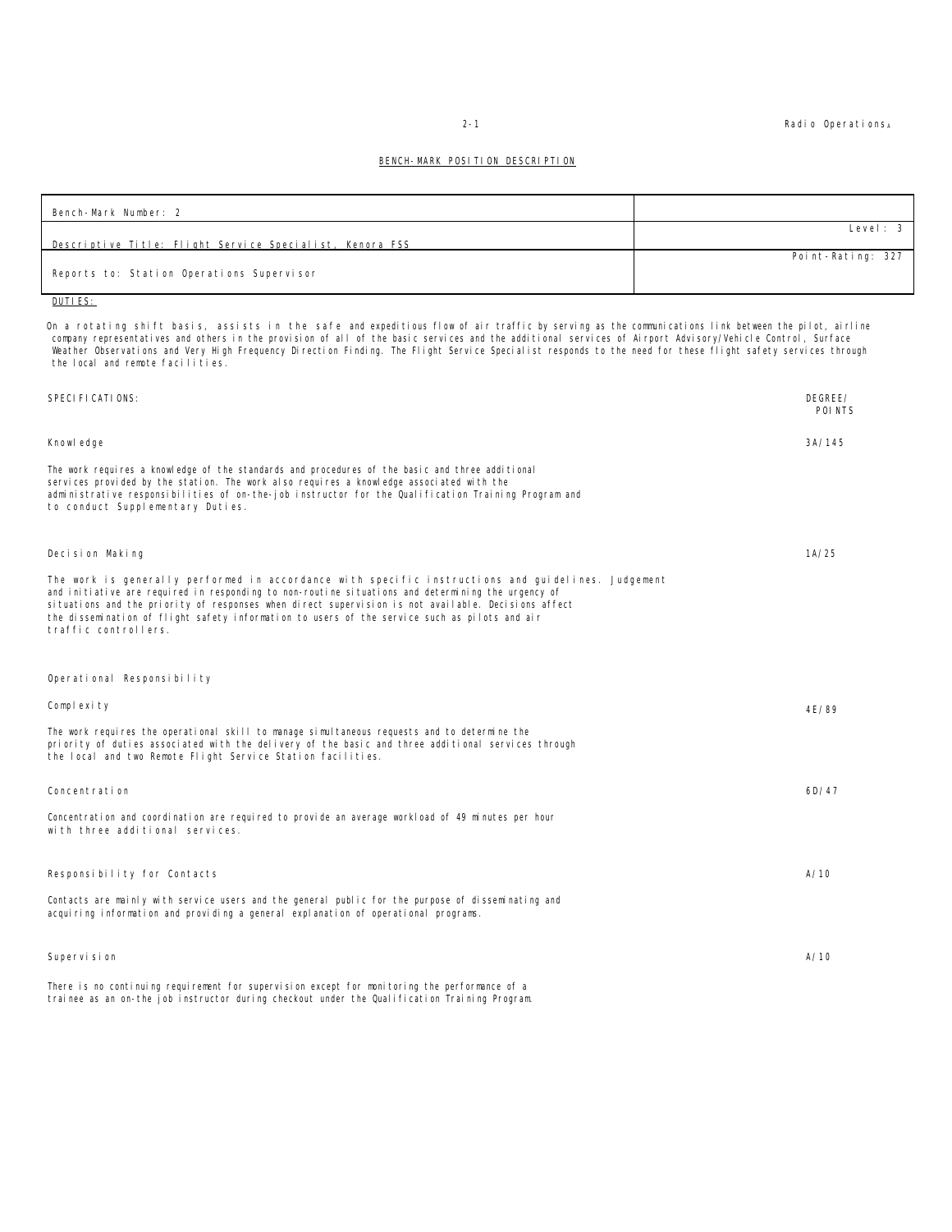## BENCH-MARK POSITION DESCRIPTION

| Bench-Mark Number: 2 | |
|---|---|
| Descriptive Title: Flight Service Specialist, Kenora FSS | Level: 3 |
| Reports to: Station Operations Supervisor | Point-Rating: 327 |

DUTIES:

On a rotating shift basis, assists in the safe and expeditious flow of air traffic by serving as the communications link between the pilot, airline company representatives and others in the provision of all of the basic services and the additional services of Airport Advisory/Vehicle Control, Surface Weather Observations and Very High Frequency Direction Finding. The Flight Service Specialist responds to the need for these flight safety services through the local and remote facilities.

| SPECIFICATIONS: | DEGREE/ POINTS |
|---|---|
| **Knowledge** | 3A/145 |
| The work requires a knowledge of the standards and procedures of the basic and three additional services provided by the station. The work also requires a knowledge associated with the administrative responsibilities of on-the-job instructor for the Qualification Training Program and to conduct Supplementary Duties. | |
| **Decision Making** | 1A/25 |
| The work is generally performed in accordance with specific instructions and guidelines. Judgement and initiative are required in responding to non-routine situations and determining the urgency of situations and the priority of responses when direct supervision is not available. Decisions affect the dissemination of flight safety information to users of the service such as pilots and air traffic controllers. | |
| **Operational Responsibility** | |
| **Complexity** | 4E/89 |
| The work requires the operational skill to manage simultaneous requests and to determine the priority of duties associated with the delivery of the basic and three additional services through the local and two Remote Flight Service Station facilities. | |
| **Concentration** | 6D/47 |
| Concentration and coordination are required to provide an average workload of 49 minutes per hour with three additional services. | |
| **Responsibility for Contacts** | A/10 |
| Contacts are mainly with service users and the general public for the purpose of disseminating and acquiring information and providing a general explanation of operational programs. | |
| **Supervision** | A/10 |
| There is no continuing requirement for supervision except for monitoring the performance of a trainee as an on-the job instructor during checkout under the Qualification Training Program. | |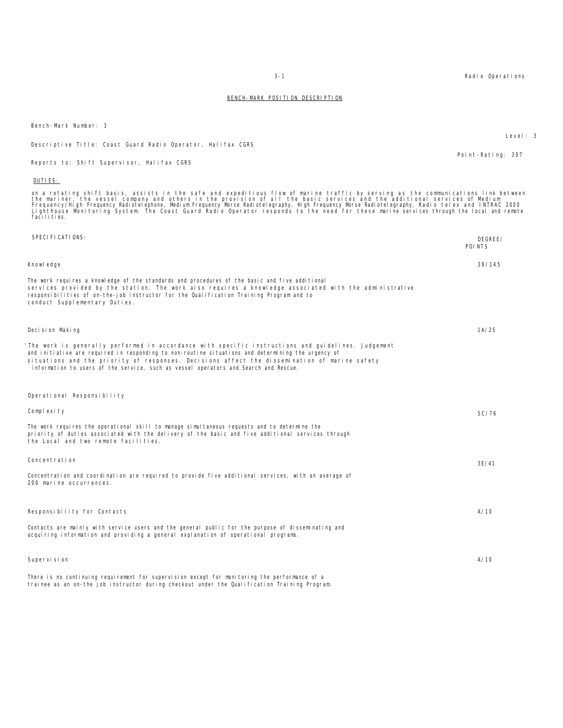## BENCH-MARK POSITION DESCRIPTION

Bench-Mark Number: 3

Level: 3

Descriptive Title: Coast Guard Radio Operator, Halifax CGRS

Point-Rating: 307

Reports to: Shift Supervisor, Halifax CGRS

**DUTIES:**

on a rotating shift basis, assists in the safe and expeditious flow of marine traffic by serving as the communications link between the mariner, the vessel company and others in the provision of all the basic services and the additional services of Medium Frequency/High Frequency Radiotelephone, Medium Frequency Morse Radiotelegraphy, High Frequency Morse Radiotelegraphy, Radio telex and INTRAC 2000 Lighthouse Monitoring System. The Coast Guard Radio Operator responds to the need for these marine services through the local and remote facilities.

| SPECIFICATIONS: | DEGREE/ POINTS |
|---|---|
| **Knowledge** | 38/145 |
| The work requires a knowledge of the standards and procedures of the basic and five additional services provided by the station. The work also requires a knowledge associated with the administrative responsibilities of on-the-job instructor for the Qualification Training Program and to conduct Supplementary Duties. | |
| **Decision Making** | 1A/25 |
| The work is generally performed in accordance with specific instructions and guidelines. Judgement and initiative are required in responding to non-routine situations and determining the urgency of situations and the priority of responses. Decisions affect the dissemination of marine safety information to users of the service, such as vessel operators and Search and Rescue. | |
| **Operational Responsibility** | |
| **Complexity** | 5C/76 |
| The work requires the operational skill to manage simultaneous requests and to determine the priority of duties associated with the delivery of the basic and five additional services through the Local and two remote facilities. | |
| **Concentration** | 3E/41 |
| Concentration and coordination are required to provide five additional services, with an average of 200 marine occurrences. | |
| **Responsibility for Contacts** | A/10 |
| Contacts are mainly with service users and the general public for the purpose of disseminating and acquiring information and providing a general explanation of operational programs. | |
| **Supervision** | A/10 |
| There is no continuing requirement for supervision except for monitoring the performance of a trainee as an on-the job instructor during checkout under the Qualification Training Program. | |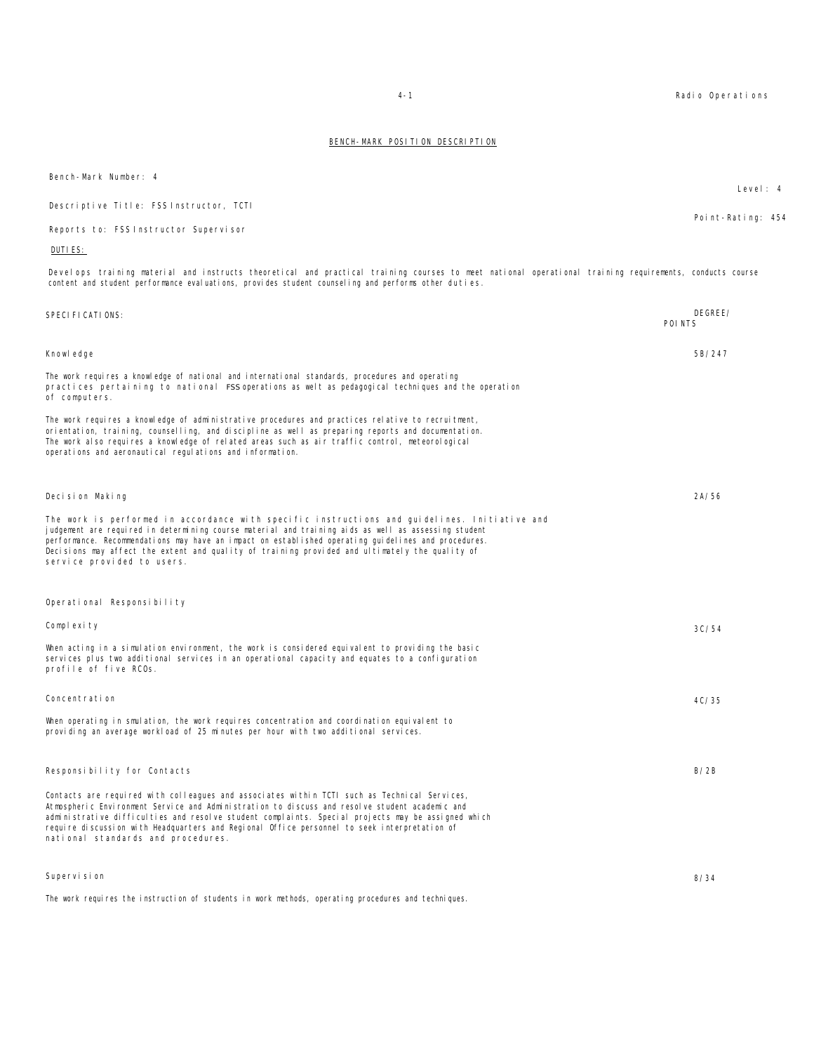## BENCH-MARK POSITION DESCRIPTION

Bench-Mark Number: 4

Level: 4

Descriptive Title: FSS Instructor, TCTI

Point-Rating: 454

Reports to: FSS Instructor Supervisor

DUTIES:

Develops training material and instructs theoretical and practical training courses to meet national operational training requirements, conducts course content and student performance evaluations, provides student counseling and performs other duties.

| SPECIFICATIONS: | DEGREE/ POINTS |
|---|---|
| **Knowledge** | 5B/247 |
| The work requires a knowledge of national and international standards, procedures and operating practices pertaining to national FSS operations as welt as pedagogical techniques and the operation of computers. | |
| The work requires a knowledge of administrative procedures and practices relative to recruitment, orientation, training, counselling, and discipline as well as preparing reports and documentation. The work also requires a knowledge of related areas such as air traffic control, meteorological operations and aeronautical regulations and information. | |
| **Decision Making** | 2A/56 |
| The work is performed in accordance with specific instructions and guidelines. Initiative and judgement are required in determining course material and training aids as well as assessing student performance. Recommendations may have an impact on established operating guidelines and procedures. Decisions may affect the extent and quality of training provided and ultimately the quality of service provided to users. | |
| **Operational Responsibility** | |
| **Complexity** | 3C/54 |
| When acting in a simulation environment, the work is considered equivalent to providing the basic services plus two additional services in an operational capacity and equates to a configuration profile of five RCOs. | |
| **Concentration** | 4C/35 |
| When operating in smulation, the work requires concentration and coordination equivalent to providing an average workload of 25 minutes per hour with two additional services. | |
| **Responsibility for Contacts** | B/28 |
| Contacts are required with colleagues and associates within TCTI such as Technical Services, Atmospheric Environment Service and Administration to discuss and resolve student academic and administrative difficulties and resolve student complaints. Special projects may be assigned which require discussion with Headquarters and Regional Office personnel to seek interpretation of national standards and procedures. | |
| **Supervision** | 8/34 |
| The work requires the instruction of students in work methods, operating procedures and techniques. | |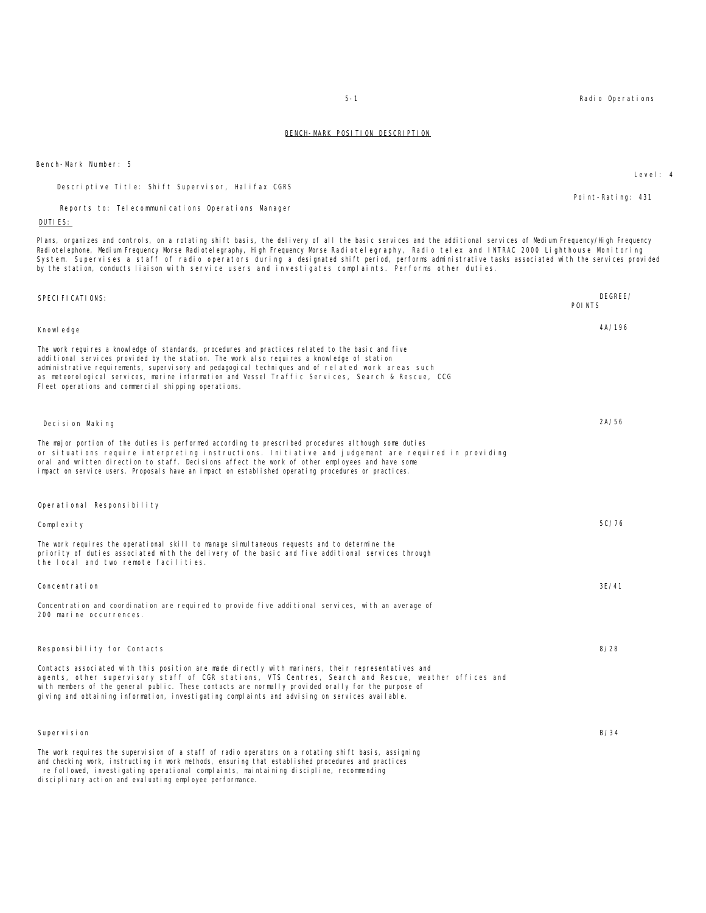## BENCH-MARK POSITION DESCRIPTION

Bench-Mark Number: 5

Level: 4

Descriptive Title: Shift Supervisor, Halifax CGRS

Point-Rating: 431

Reports to: Telecommunications Operations Manager

**DUTIES:**

Plans, organizes and controls, on a rotating shift basis, the delivery of all the basic services and the additional services of Medium Frequency/High Frequency Radiotelephone, Medium Frequency Morse Radiotelegraphy, High Frequency Morse Radiotelegraphy, Radio telex and INTRAC 2000 Lighthouse Monitoring System. Supervises a staff of radio operators during a designated shift period, performs administrative tasks associated with the services provided by the station, conducts liaison with service users and investigates complaints. Performs other duties.

| SPECIFICATIONS: | DEGREE/ POINTS |
|---|---|
| **Knowledge** | 4A/196 |
| The work requires a knowledge of standards, procedures and practices related to the basic and five additional services provided by the station. The work also requires a knowledge of station administrative requirements, supervisory and pedagogical techniques and of related work areas such as meteorological services, marine information and Vessel Traffic Services, Search & Rescue, CCG Fleet operations and commercial shipping operations. | |
| **Decision Making** | 2A/56 |
| The major portion of the duties is performed according to prescribed procedures although some duties or situations require interpreting instructions. Initiative and judgement are required in providing oral and written direction to staff. Decisions affect the work of other employees and have some impact on service users. Proposals have an impact on established operating procedures or practices. | |
| **Operational Responsibility** | |
| **Complexity** | 5C/76 |
| The work requires the operational skill to manage simultaneous requests and to determine the priority of duties associated with the delivery of the basic and five additional services through the local and two remote facilities. | |
| **Concentration** | 3E/41 |
| Concentration and coordination are required to provide five additional services, with an average of 200 marine occurrences. | |
| **Responsibility for Contacts** | 8/28 |
| Contacts associated with this position are made directly with mariners, their representatives and agents, other supervisory staff of CGR stations, VTS Centres, Search and Rescue, weather offices and with members of the general public. These contacts are normally provided orally for the purpose of giving and obtaining information, investigating complaints and advising on services available. | |
| **Supervision** | B/34 |
| The work requires the supervision of a staff of radio operators on a rotating shift basis, assigning and checking work, instructing in work methods, ensuring that established procedures and practices re followed, investigating operational complaints, maintaining discipline, recommending disciplinary action and evaluating employee performance. | |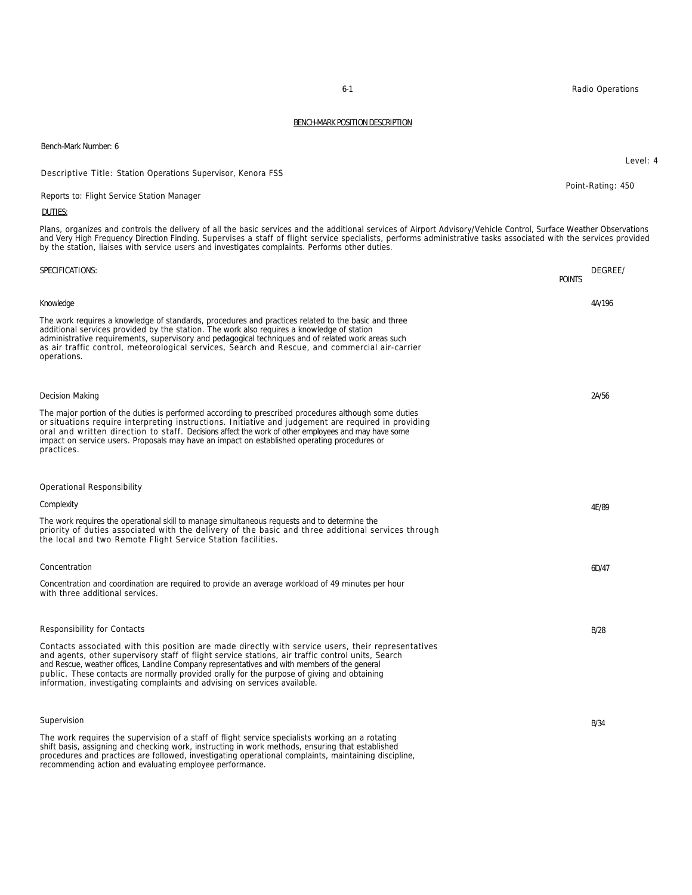## BENCH-MARK POSITION DESCRIPTION

Bench-Mark Number: 6

Level: 4

Descriptive Title: Station Operations Supervisor, Kenora FSS

Point-Rating: 450

Reports to: Flight Service Station Manager

**DUTIES:**

Plans, organizes and controls the delivery of all the basic services and the additional services of Airport Advisory/Vehicle Control, Surface Weather Observations and Very High Frequency Direction Finding. Supervises a staff of flight service specialists, performs administrative tasks associated with the services provided by the station, liaises with service users and investigates complaints. Performs other duties.

| SPECIFICATIONS: | DEGREE/ POINTS |
|---|---|
| **Knowledge** | 4A/196 |
| The work requires a knowledge of standards, procedures and practices related to the basic and three additional services provided by the station. The work also requires a knowledge of station administrative requirements, supervisory and pedagogical techniques and of related work areas such as air traffic control, meteorological services, Search and Rescue, and commercial air-carrier operations. | |
| **Decision Making** | 2A/56 |
| The major portion of the duties is performed according to prescribed procedures although some duties or situations require interpreting instructions. Initiative and judgement are required in providing oral and written direction to staff. Decisions affect the work of other employees and may have some impact on service users. Proposals may have an impact on established operating procedures or practices. | |
| **Operational Responsibility** | |
| **Complexity** | 4E/89 |
| The work requires the operational skill to manage simultaneous requests and to determine the priority of duties associated with the delivery of the basic and three additional services through the local and two Remote Flight Service Station facilities. | |
| **Concentration** | 6D/47 |
| Concentration and coordination are required to provide an average workload of 49 minutes per hour with three additional services. | |
| **Responsibility for Contacts** | B/28 |
| Contacts associated with this position are made directly with service users, their representatives and agents, other supervisory staff of flight service stations, air traffic control units, Search and Rescue, weather offices, Landline Company representatives and with members of the general public. These contacts are normally provided orally for the purpose of giving and obtaining information, investigating complaints and advising on services available. | |
| **Supervision** | B/34 |
| The work requires the supervision of a staff of flight service specialists working an a rotating shift basis, assigning and checking work, instructing in work methods, ensuring that established procedures and practices are followed, investigating operational complaints, maintaining discipline, recommending action and evaluating employee performance. | |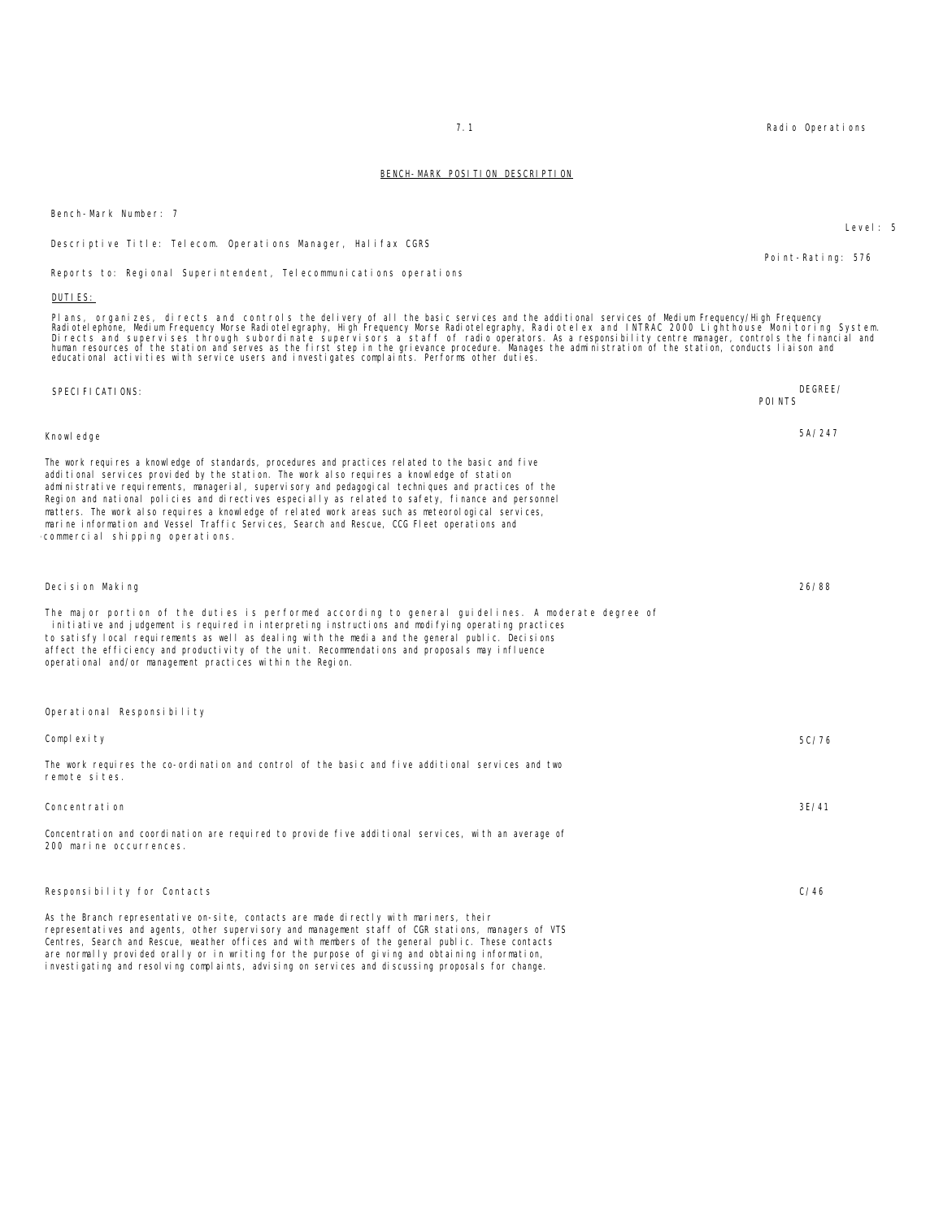# BENCH-MARK POSITION DESCRIPTION

Bench-Mark Number: 7

Level: 5

Descriptive Title: Telecom. Operations Manager, Halifax CGRS

Point-Rating: 576

Reports to: Regional Superintendent, Telecommunications operations

## DUTIES:

Plans, organizes, directs and controls the delivery of all the basic services and the additional services of Medium Frequency/High Frequency Radiotelephone, Medium Frequency Morse Radiotelegraphy, High Frequency Morse Radiotelegraphy, Radiotelex and INTRAC 2000 Lighthouse Monitoring System. Directs and supervises through subordinate supervisors a staff of radio operators. As a responsibility centre manager, controls the financial and human resources of the station and serves as the first step in the grievance procedure. Manages the administration of the station, conducts liaison and educational activities with service users and investigates complaints. Performs other duties.

| SPECIFICATIONS: | DEGREE/ POINTS |
|---|---|
| **Knowledge** | 5A/247 |
| The work requires a knowledge of standards, procedures and practices related to the basic and five additional services provided by the station. The work also requires a knowledge of station administrative requirements, managerial, supervisory and pedagogical techniques and practices of the Region and national policies and directives especially as related to safety, finance and personnel matters. The work also requires a knowledge of related work areas such as meteorological services, marine information and Vessel Traffic Services, Search and Rescue, CCG Fleet operations and commercial shipping operations. | |
| **Decision Making** | 26/88 |
| The major portion of the duties is performed according to general guidelines. A moderate degree of initiative and judgement is required in interpreting instructions and modifying operating practices to satisfy local requirements as well as dealing with the media and the general public. Decisions affect the efficiency and productivity of the unit. Recommendations and proposals may influence operational and/or management practices within the Region. | |
| **Operational Responsibility** | |
| **Complexity** | 5C/76 |
| The work requires the co-ordination and control of the basic and five additional services and two remote sites. | |
| **Concentration** | 3E/41 |
| Concentration and coordination are required to provide five additional services, with an average of 200 marine occurrences. | |
| **Responsibility for Contacts** | C/46 |
| As the Branch representative on-site, contacts are made directly with mariners, their representatives and agents, other supervisory and management staff of CGR stations, managers of VTS Centres, Search and Rescue, weather offices and with members of the general public. These contacts are normally provided orally or in writing for the purpose of giving and obtaining information, investigating and resolving complaints, advising on services and discussing proposals for change. | |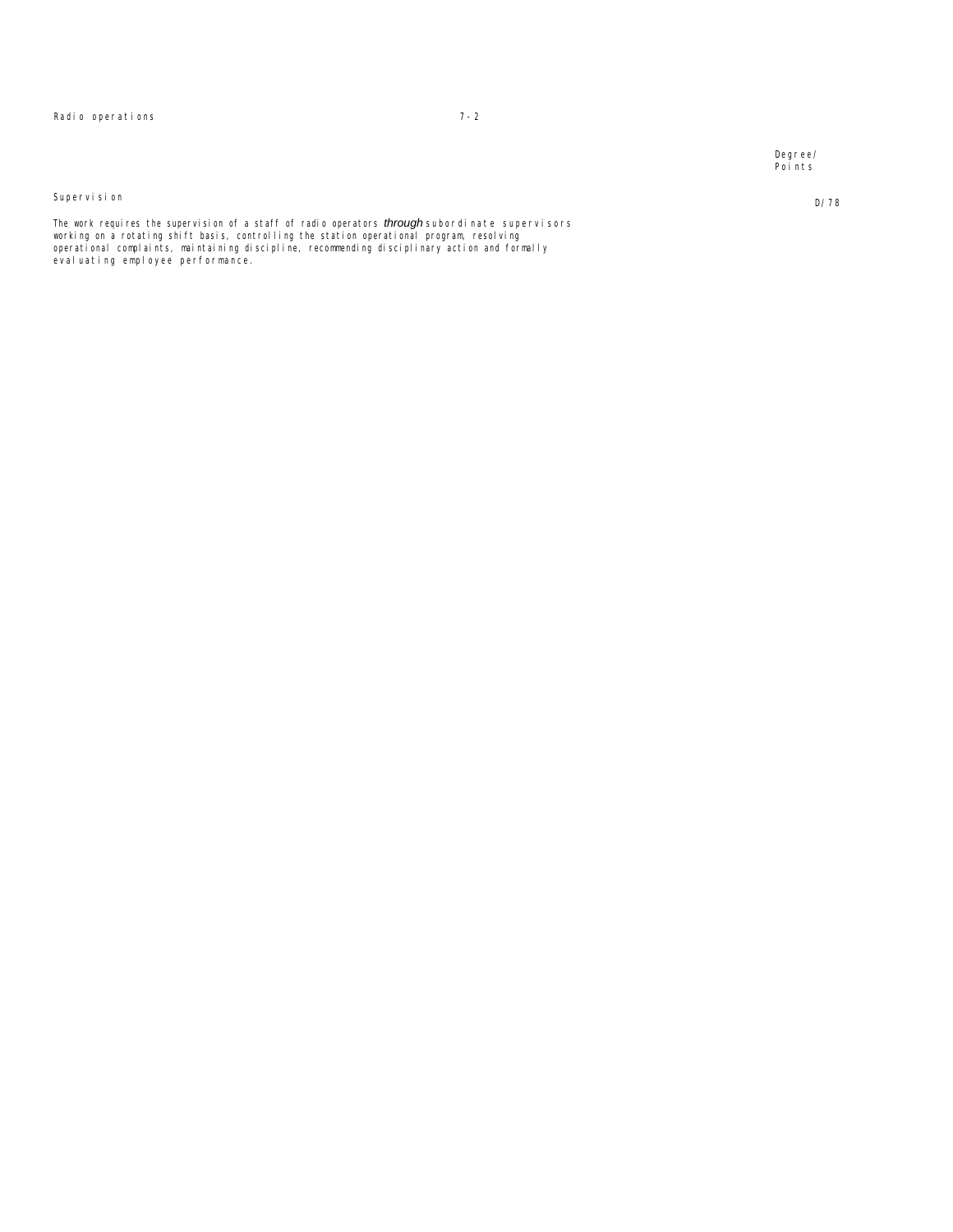Degree/
Points

Supervision

D/78

The work requires the supervision of a staff of radio operators *through* subordinate supervisors working on a rotating shift basis, controlling the station operational program, resolving operational complaints, maintaining discipline, recommending disciplinary action and formally evaluating employee performance.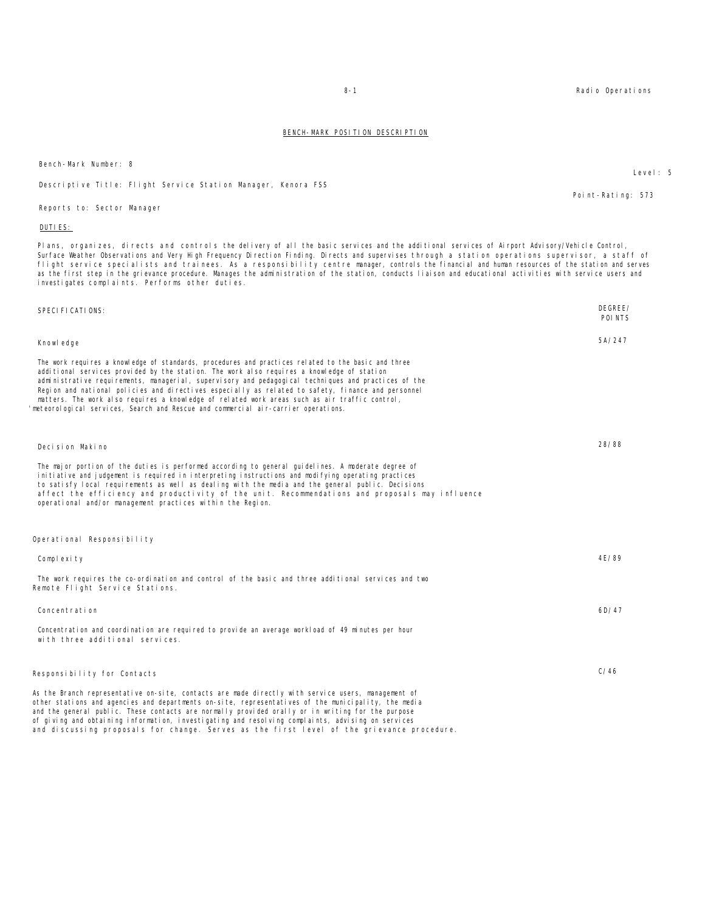## BENCH-MARK POSITION DESCRIPTION

Bench-Mark Number: 8

Level: 5

Descriptive Title: Flight Service Station Manager, Kenora FSS

Point-Rating: 573

Reports to: Sector Manager

**DUTIES:**

Plans, organizes, directs and controls the delivery of all the basic services and the additional services of Airport Advisory/Vehicle Control, Surface Weather Observations and Very High Frequency Direction Finding. Directs and supervises through a station operations supervisor, a staff of flight service specialists and trainees. As a responsibility centre manager, controls the financial and human resources of the station and serves as the first step in the grievance procedure. Manages the administration of the station, conducts liaison and educational activities with service users and investigates complaints. Performs other duties.

| SPECIFICATIONS: | DEGREE/ POINTS |
|---|---|
| **Knowledge** | 5A/247 |
| The work requires a knowledge of standards, procedures and practices related to the basic and three additional services provided by the station. The work also requires a knowledge of station administrative requirements, managerial, supervisory and pedagogical techniques and practices of the Region and national policies and directives especially as related to safety, finance and personnel matters. The work also requires a knowledge of related work areas such as air traffic control, 'meteorological services, Search and Rescue and commercial air-carrier operations. | |
| **Decision Makino** | 28/88 |
| The major portion of the duties is performed according to general guidelines. A moderate degree of initiative and judgement is required in interpreting instructions and modifying operating practices to satisfy local requirements as well as dealing with the media and the general public. Decisions affect the efficiency and productivity of the unit. Recommendations and proposals may influence operational and/or management practices within the Region. | |
| **Operational Responsibility** | |
| Complexity | 4E/89 |
| The work requires the co-ordination and control of the basic and three additional services and two Remote Flight Service Stations. | |
| Concentration | 6D/47 |
| Concentration and coordination are required to provide an average workload of 49 minutes per hour with three additional services. | |
| **Responsibility for Contacts** | C/46 |
| As the Branch representative on-site, contacts are made directly with service users, management of other stations and agencies and departments on-site, representatives of the municipality, the media and the general public. These contacts are normally provided orally or in writing for the purpose of giving and obtaining information, investigating and resolving complaints, advising on services and discussing proposals for change. Serves as the first level of the grievance procedure. | |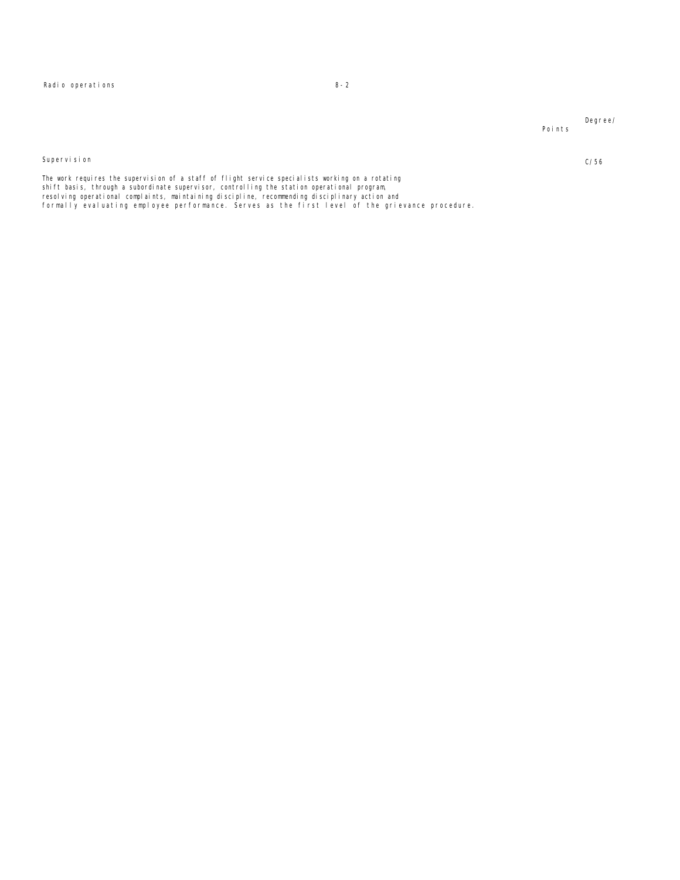Degree/
Points

## Supervision

C/56

The work requires the supervision of a staff of flight service specialists working on a rotating shift basis, through a subordinate supervisor, controlling the station operational program, resolving operational complaints, maintaining discipline, recommending disciplinary action and formally evaluating employee performance. Serves as the first level of the grievance procedure.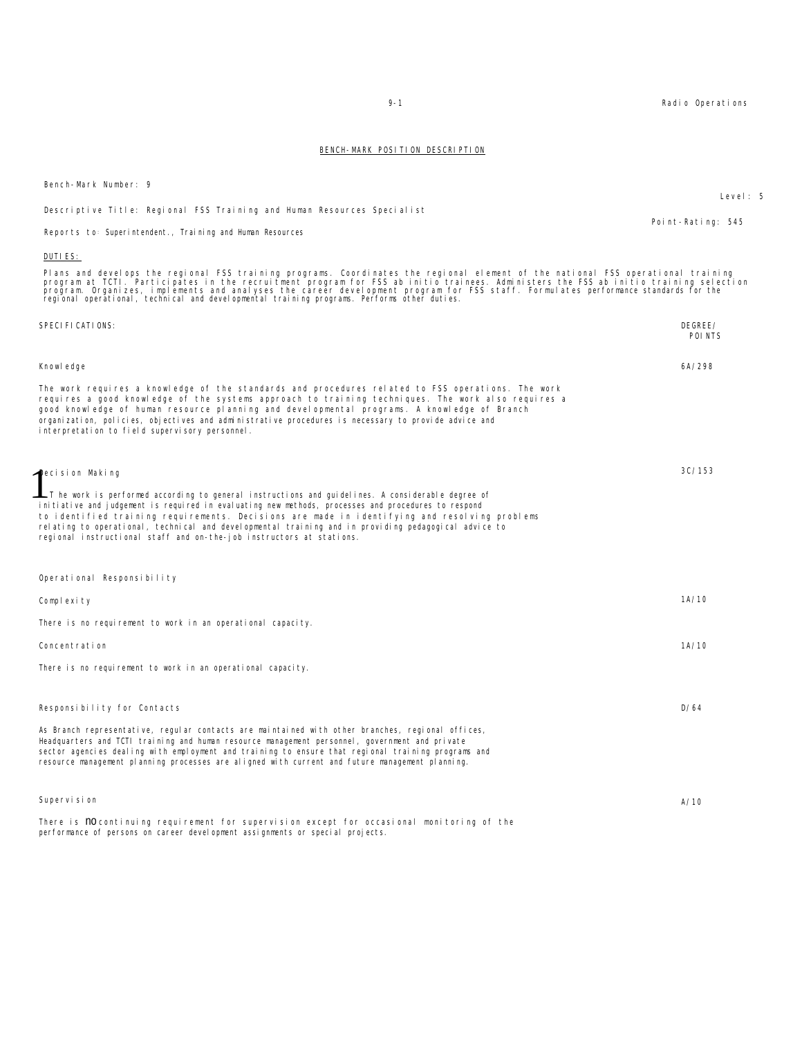## BENCH-MARK POSITION DESCRIPTION

Bench-Mark Number: 9

Level: 5

Descriptive Title: Regional FSS Training and Human Resources Specialist

Point-Rating: 545

Reports to: Superintendent., Training and Human Resources

**DUTIES:**

Plans and develops the regional FSS training programs. Coordinates the regional element of the national FSS operational training program at TCTI. Participates in the recruitment program for FSS ab initio trainees. Administers the FSS ab initio training selection program. Organizes, implements and analyses the career development program for FSS staff. Formulates performance standards for the regional operational, technical and developmental training programs. Performs other duties.

| SPECIFICATIONS: | DEGREE/ POINTS |
|---|---|
| **Knowledge** | 6A/298 |
| The work requires a knowledge of the standards and procedures related to FSS operations. The work requires a good knowledge of the systems approach to training techniques. The work also requires a good knowledge of human resource planning and developmental programs. A knowledge of Branch organization, policies, objectives and administrative procedures is necessary to provide advice and interpretation to field supervisory personnel. | |
| **Decision Making** | 3C/153 |
| The work is performed according to general instructions and guidelines. A considerable degree of initiative and judgement is required in evaluating new methods, processes and procedures to respond to identified training requirements. Decisions are made in identifying and resolving problems relating to operational, technical and developmental training and in providing pedagogical advice to regional instructional staff and on-the-job instructors at stations. | |
| **Operational Responsibility** | |
| Complexity | 1A/10 |
| There is no requirement to work in an operational capacity. | |
| Concentration | 1A/10 |
| There is no requirement to work in an operational capacity. | |
| **Responsibility for Contacts** | D/64 |
| As Branch representative, regular contacts are maintained with other branches, regional offices, Headquarters and TCTI training and human resource management personnel, government and private sector agencies dealing with employment and training to ensure that regional training programs and resource management planning processes are aligned with current and future management planning. | |
| **Supervision** | A/10 |
| There is no continuing requirement for supervision except for occasional monitoring of the performance of persons on career development assignments or special projects. | |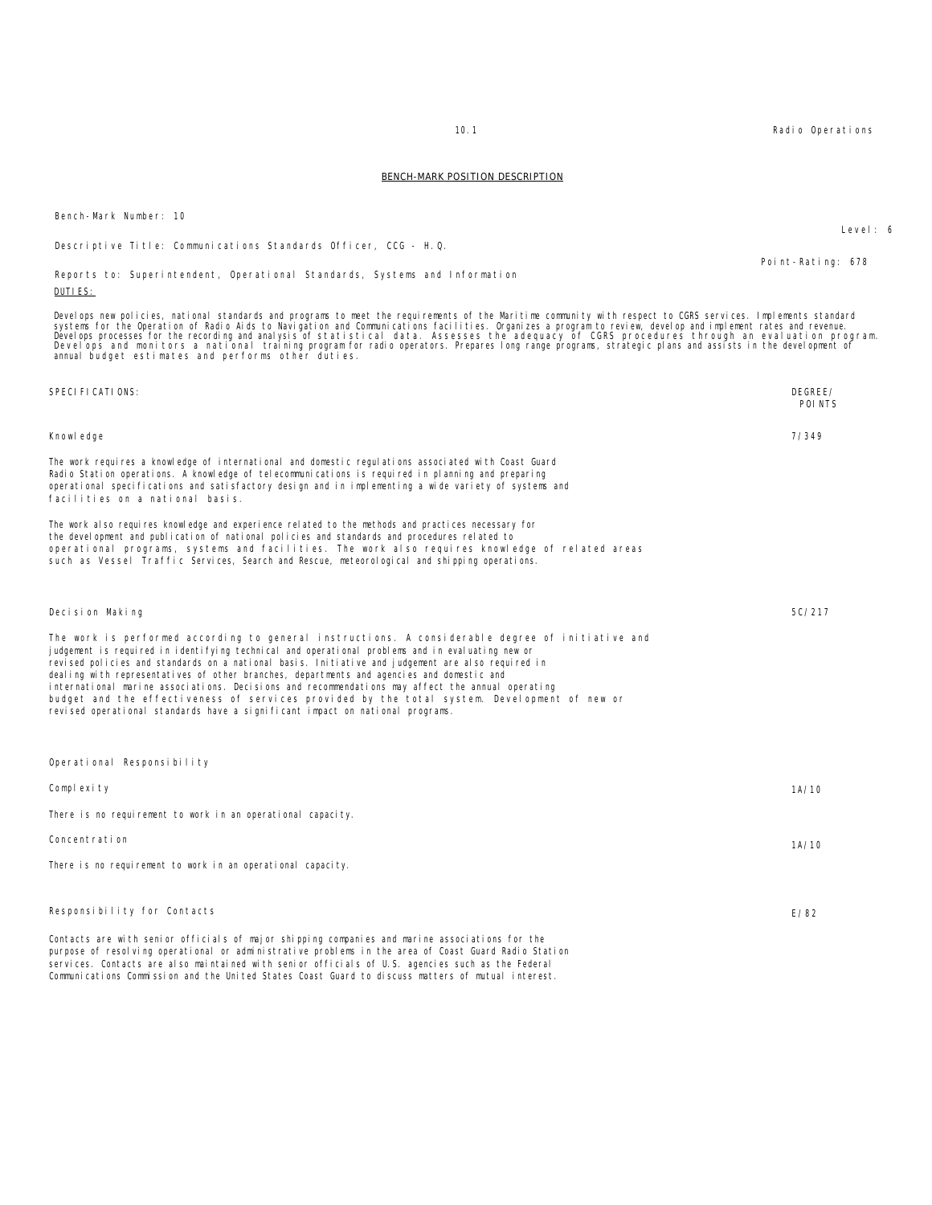## BENCH-MARK POSITION DESCRIPTION

Bench-Mark Number: 10

Level: 6

Descriptive Title: Communications Standards Officer, CCG - H.Q.

Point-Rating: 678

Reports to: Superintendent, Operational Standards, Systems and Information

DUTIES:

Develops new policies, national standards and programs to meet the requirements of the Maritime community with respect to CGRS services. Implements standard systems for the Operation of Radio Aids to Navigation and Communications facilities. Organizes a program to review, develop and implement rates and revenue. Develops processes for the recording and analysis of statistical data. Assesses the adequacy of CGRS procedures through an evaluation program. Develops and monitors a national training program for radio operators. Prepares long range programs, strategic plans and assists in the development of annual budget estimates and performs other duties.

| SPECIFICATIONS: | DEGREE/ POINTS |
|---|---|
| **Knowledge** | 7/349 |
| The work requires a knowledge of international and domestic regulations associated with Coast Guard Radio Station operations. A knowledge of telecommunications is required in planning and preparing operational specifications and satisfactory design and in implementing a wide variety of systems and facilities on a national basis.<br><br>The work also requires knowledge and experience related to the methods and practices necessary for the development and publication of national policies and standards and procedures related to operational programs, systems and facilities. The work also requires knowledge of related areas such as Vessel Traffic Services, Search and Rescue, meteorological and shipping operations. | |
| **Decision Making** | 5C/217 |
| The work is performed according to general instructions. A considerable degree of initiative and judgement is required in identifying technical and operational problems and in evaluating new or revised policies and standards on a national basis. Initiative and judgement are also required in dealing with representatives of other branches, departments and agencies and domestic and international marine associations. Decisions and recommendations may affect the annual operating budget and the effectiveness of services provided by the total system. Development of new or revised operational standards have a significant impact on national programs. | |
| **Operational Responsibility** | |
| Complexity | 1A/10 |
| There is no requirement to work in an operational capacity. | |
| Concentration | 1A/10 |
| There is no requirement to work in an operational capacity. | |
| **Responsibility for Contacts** | E/82 |
| Contacts are with senior officials of major shipping companies and marine associations for the purpose of resolving operational or administrative problems in the area of Coast Guard Radio Station services. Contacts are also maintained with senior officials of U.S. agencies such as the Federal Communications Commission and the United States Coast Guard to discuss matters of mutual interest. | |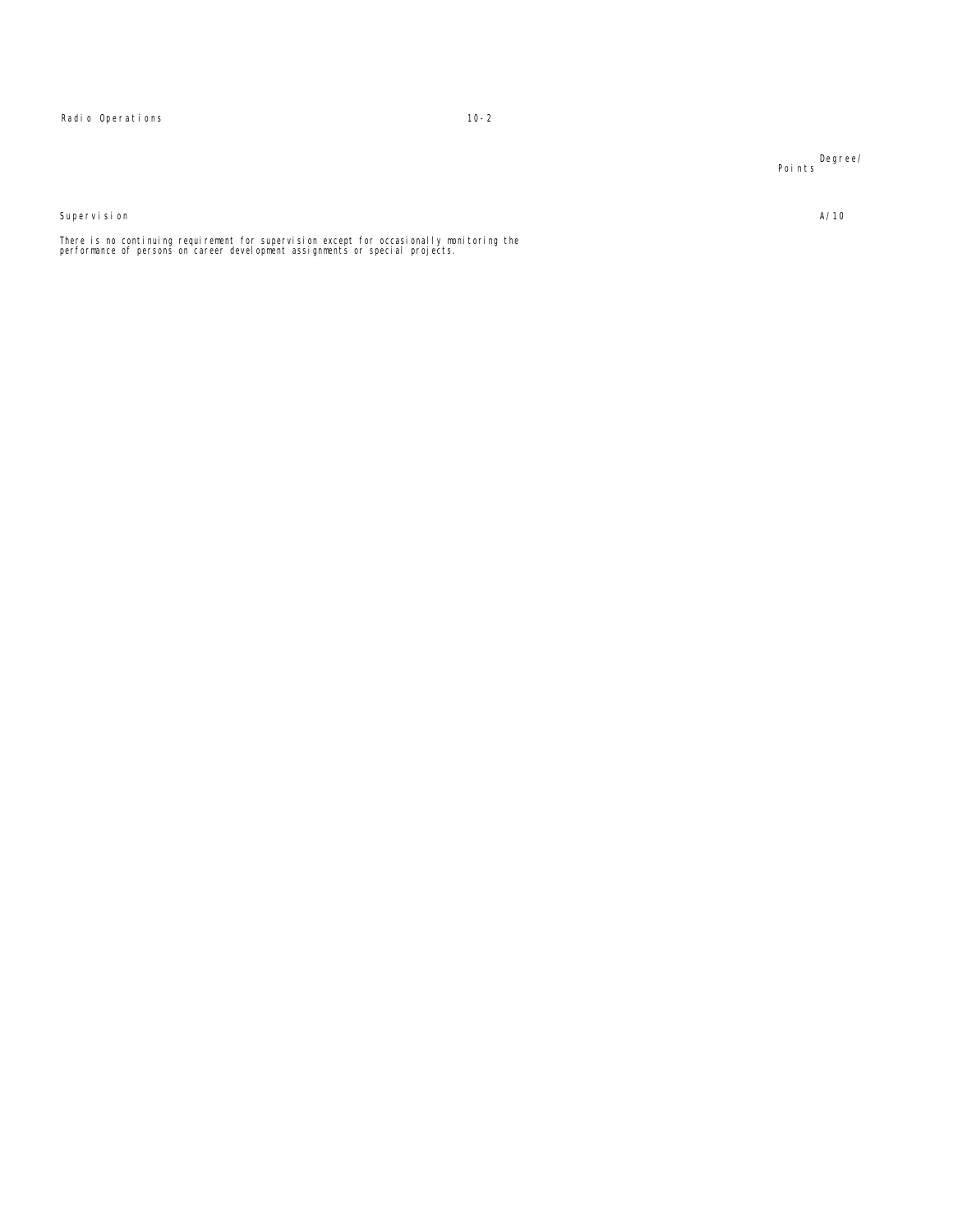Degree/
Points

Supervision A/10

There is no continuing requirement for supervision except for occasionally monitoring the performance of persons on career development assignments or special projects.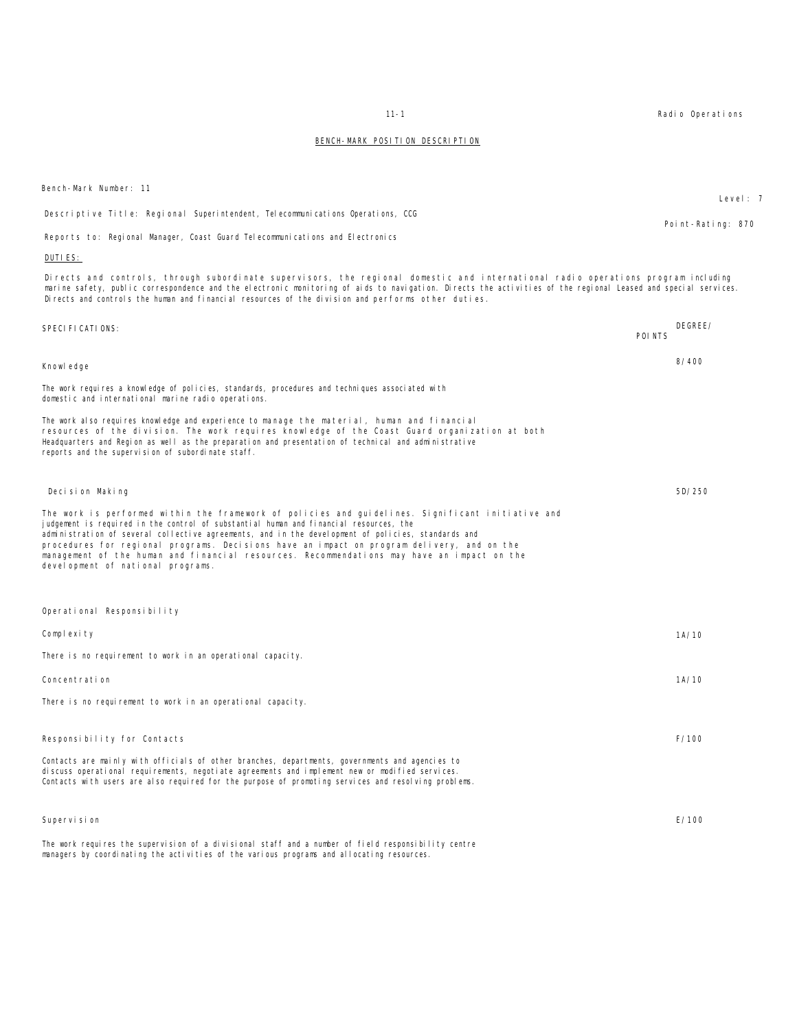## BENCH-MARK POSITION DESCRIPTION

Bench-Mark Number: 11

Level: 7

Descriptive Title: Regional Superintendent, Telecommunications Operations, CCG

Point-Rating: 870

Reports to: Regional Manager, Coast Guard Telecommunications and Electronics

DUTIES:

Directs and controls, through subordinate supervisors, the regional domestic and international radio operations program including marine safety, public correspondence and the electronic monitoring of aids to navigation. Directs the activities of the regional Leased and special services. Directs and controls the human and financial resources of the division and performs other duties.

| SPECIFICATIONS: | DEGREE/ POINTS |
|---|---|
| **Knowledge** | 8/400 |

The work requires a knowledge of policies, standards, procedures and techniques associated with domestic and international marine radio operations.

The work also requires knowledge and experience to manage the material, human and financial resources of the division. The work requires knowledge of the Coast Guard organization at both Headquarters and Region as well as the preparation and presentation of technical and administrative reports and the supervision of subordinate staff.

**Decision Making** — 5D/250

The work is performed within the framework of policies and guidelines. Significant initiative and judgement is required in the control of substantial human and financial resources, the administration of several collective agreements, and in the development of policies, standards and procedures for regional programs. Decisions have an impact on program delivery, and on the management of the human and financial resources. Recommendations may have an impact on the development of national programs.

**Operational Responsibility**

**Complexity** — 1A/10

There is no requirement to work in an operational capacity.

**Concentration** — 1A/10

There is no requirement to work in an operational capacity.

**Responsibility for Contacts** — F/100

Contacts are mainly with officials of other branches, departments, governments and agencies to discuss operational requirements, negotiate agreements and implement new or modified services. Contacts with users are also required for the purpose of promoting services and resolving problems.

**Supervision** — E/100

The work requires the supervision of a divisional staff and a number of field responsibility centre managers by coordinating the activities of the various programs and allocating resources.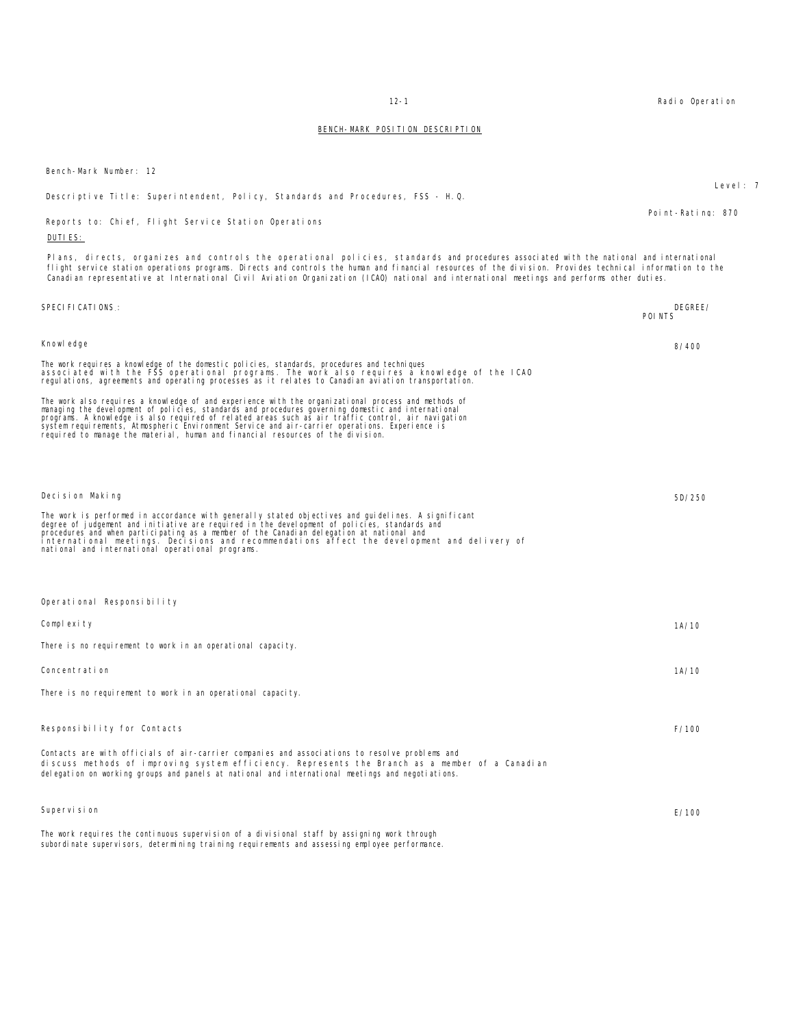## BENCH-MARK POSITION DESCRIPTION

Bench-Mark Number: 12

Level: 7

Descriptive Title: Superintendent, Policy, Standards and Procedures, FSS - H.Q.

Point-Rating: 870

Reports to: Chief, Flight Service Station Operations

DUTIES:

Plans, directs, organizes and controls the operational policies, standards and procedures associated with the national and international flight service station operations programs. Directs and controls the human and financial resources of the division. Provides technical information to the Canadian representative at International Civil Aviation Organization (ICAO) national and international meetings and performs other duties.

| SPECIFICATIONS: | DEGREE/ POINTS |
|---|---|
| **Knowledge** | 8/400 |
| The work requires a knowledge of the domestic policies, standards, procedures and techniques associated with the FSS operational programs. The work also requires a knowledge of the ICAO regulations, agreements and operating processes as it relates to Canadian aviation transportation.<br><br>The work also requires a knowledge of and experience with the organizational process and methods of managing the development of policies, standards and procedures governing domestic and international programs. A knowledge is also required of related areas such as air traffic control, air navigation system requirements, Atmospheric Environment Service and air-carrier operations. Experience is required to manage the material, human and financial resources of the division. | |
| **Decision Making** | 5D/250 |
| The work is performed in accordance with generally stated objectives and guidelines. A significant degree of judgement and initiative are required in the development of policies, standards and procedures and when participating as a member of the Canadian delegation at national and international meetings. Decisions and recommendations affect the development and delivery of national and international operational programs. | |
| **Operational Responsibility** | |
| Complexity | 1A/10 |
| There is no requirement to work in an operational capacity. | |
| Concentration | 1A/10 |
| There is no requirement to work in an operational capacity. | |
| **Responsibility for Contacts** | F/100 |
| Contacts are with officials of air-carrier companies and associations to resolve problems and discuss methods of improving system efficiency. Represents the Branch as a member of a Canadian delegation on working groups and panels at national and international meetings and negotiations. | |
| **Supervision** | E/100 |
| The work requires the continuous supervision of a divisional staff by assigning work through subordinate supervisors, determining training requirements and assessing employee performance. | |